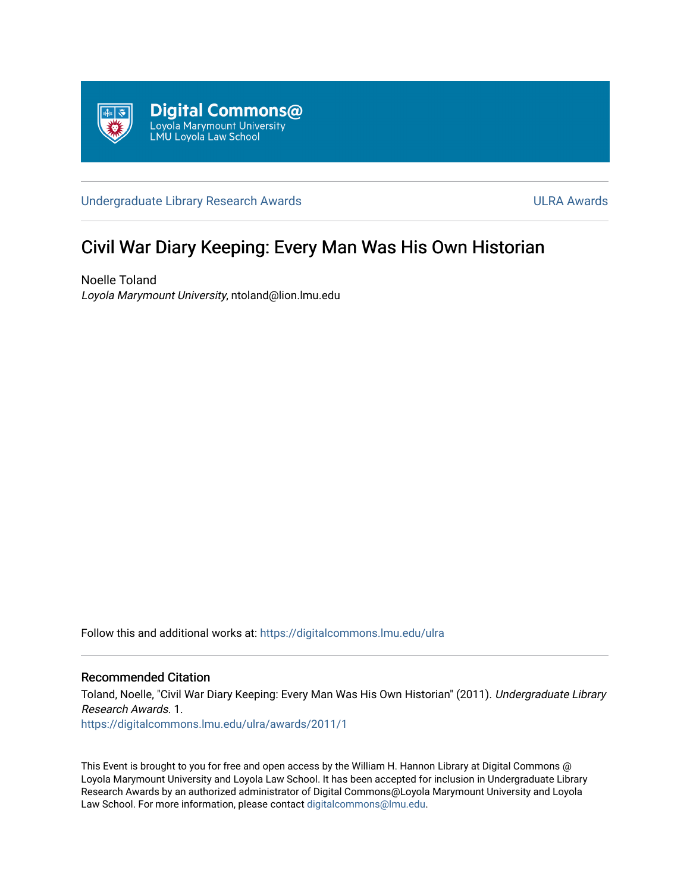Digital Commons@
Loyola Marymount University
LMU Loyola Law School

Undergraduate Library Research Awards — ULRA Awards

# Civil War Diary Keeping: Every Man Was His Own Historian

Noelle Toland
*Loyola Marymount University*, ntoland@lion.lmu.edu

Follow this and additional works at: https://digitalcommons.lmu.edu/ulra

## Recommended Citation

Toland, Noelle, "Civil War Diary Keeping: Every Man Was His Own Historian" (2011). *Undergraduate Library Research Awards*. 1.
https://digitalcommons.lmu.edu/ulra/awards/2011/1

This Event is brought to you for free and open access by the William H. Hannon Library at Digital Commons @ Loyola Marymount University and Loyola Law School. It has been accepted for inclusion in Undergraduate Library Research Awards by an authorized administrator of Digital Commons@Loyola Marymount University and Loyola Law School. For more information, please contact digitalcommons@lmu.edu.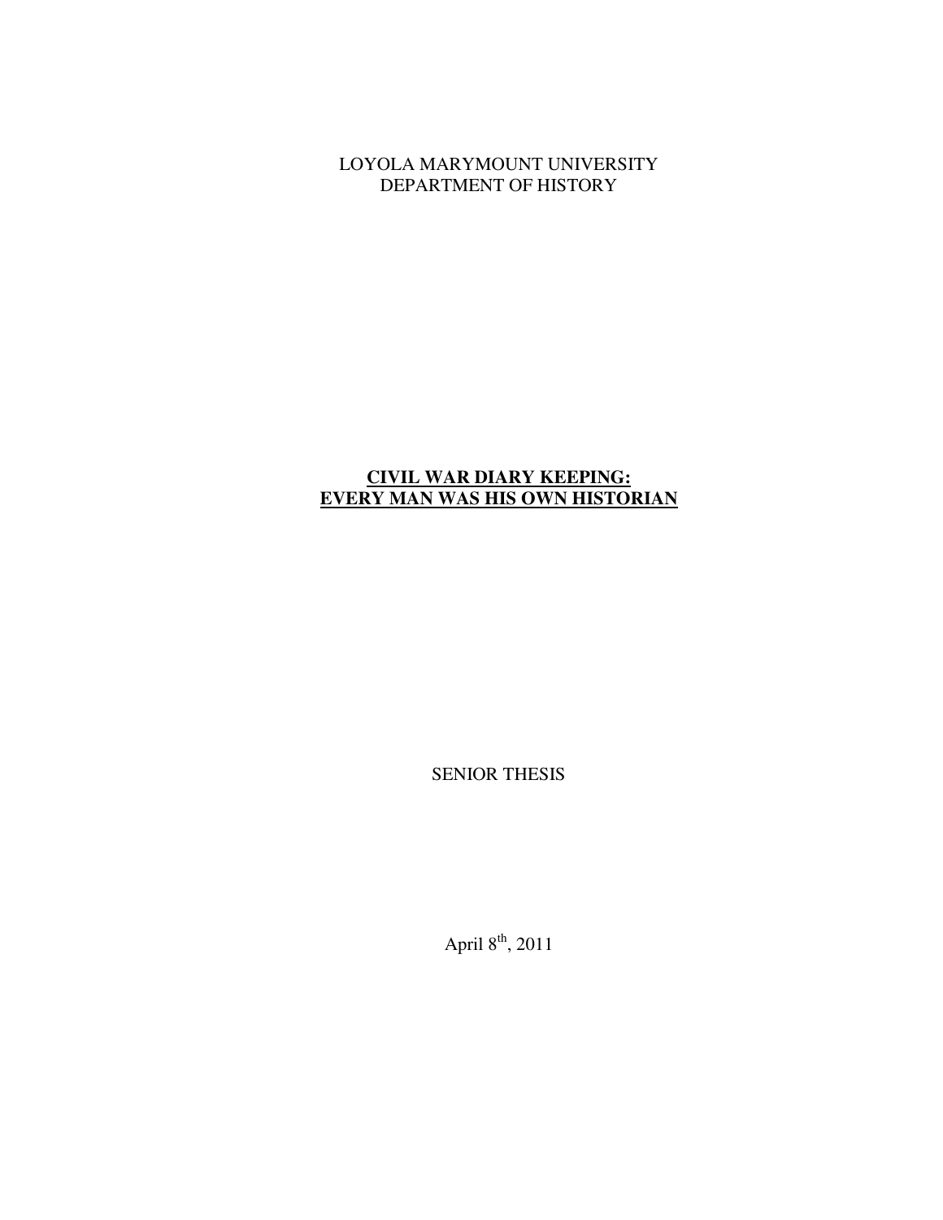LOYOLA MARYMOUNT UNIVERSITY
DEPARTMENT OF HISTORY

# CIVIL WAR DIARY KEEPING: EVERY MAN WAS HIS OWN HISTORIAN

SENIOR THESIS

April 8th, 2011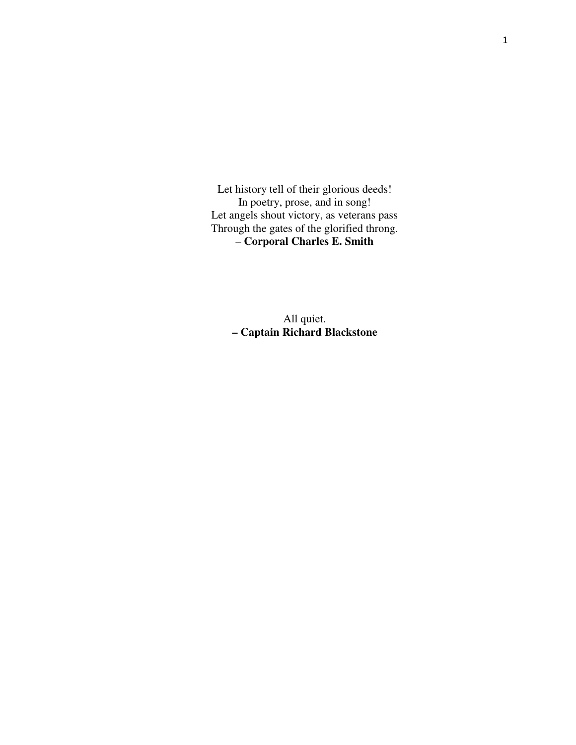Let history tell of their glorious deeds!
In poetry, prose, and in song!
Let angels shout victory, as veterans pass
Through the gates of the glorified throng.
– **Corporal Charles E. Smith**

All quiet.
**– Captain Richard Blackstone**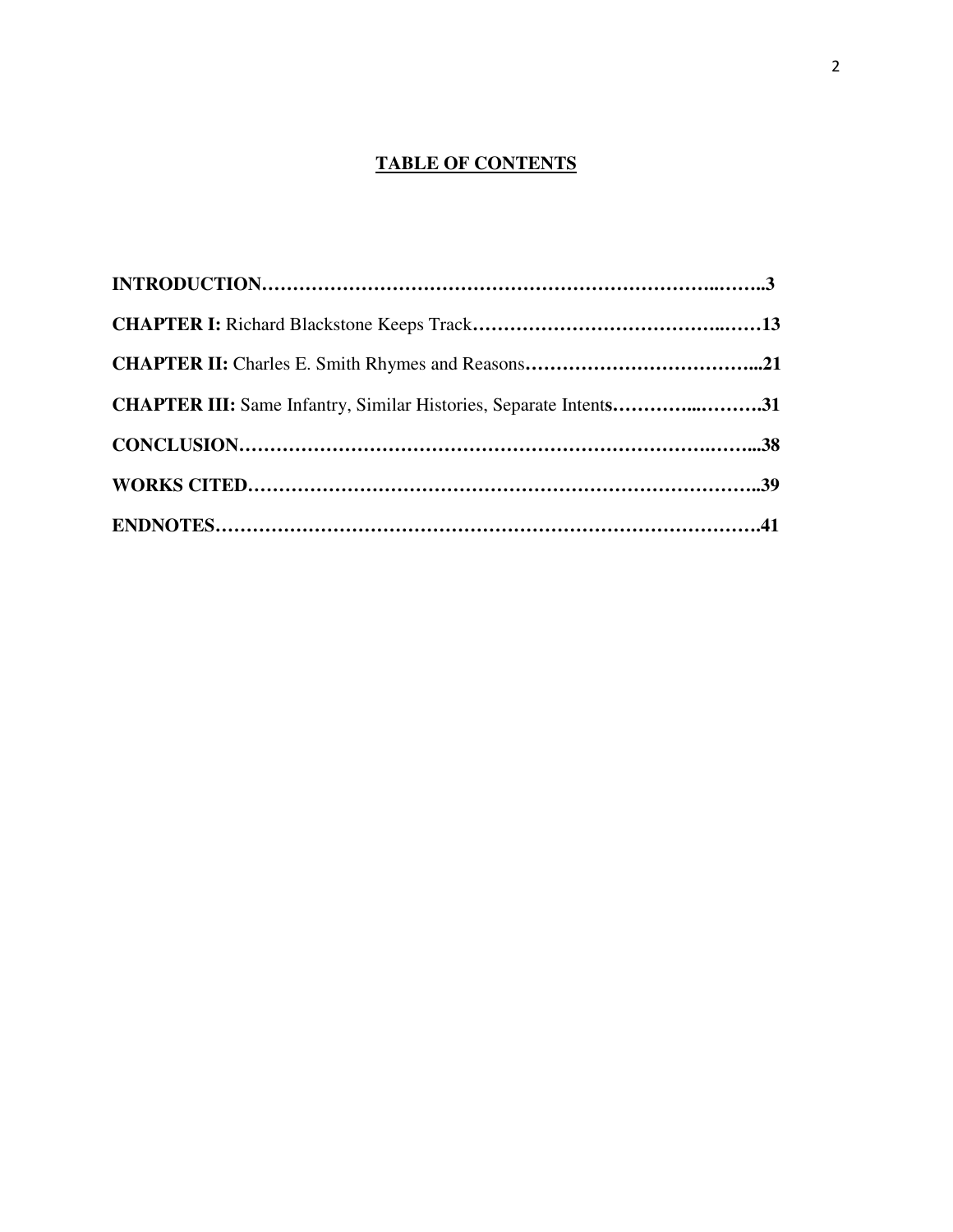# TABLE OF CONTENTS

**INTRODUCTION……………………………………………………………..……..3**

**CHAPTER I:** Richard Blackstone Keeps Track**…………………………………..……13**

**CHAPTER II:** Charles E. Smith Rhymes and Reasons**………………………………...21**

**CHAPTER III:** Same Infantry, Similar Histories, Separate Intent**s…………...……….31**

**CONCLUSION………………………………………………………………….……...38**

**WORKS CITED………………………………………………………………………..39**

**ENDNOTES…………………………………………………………………………….41**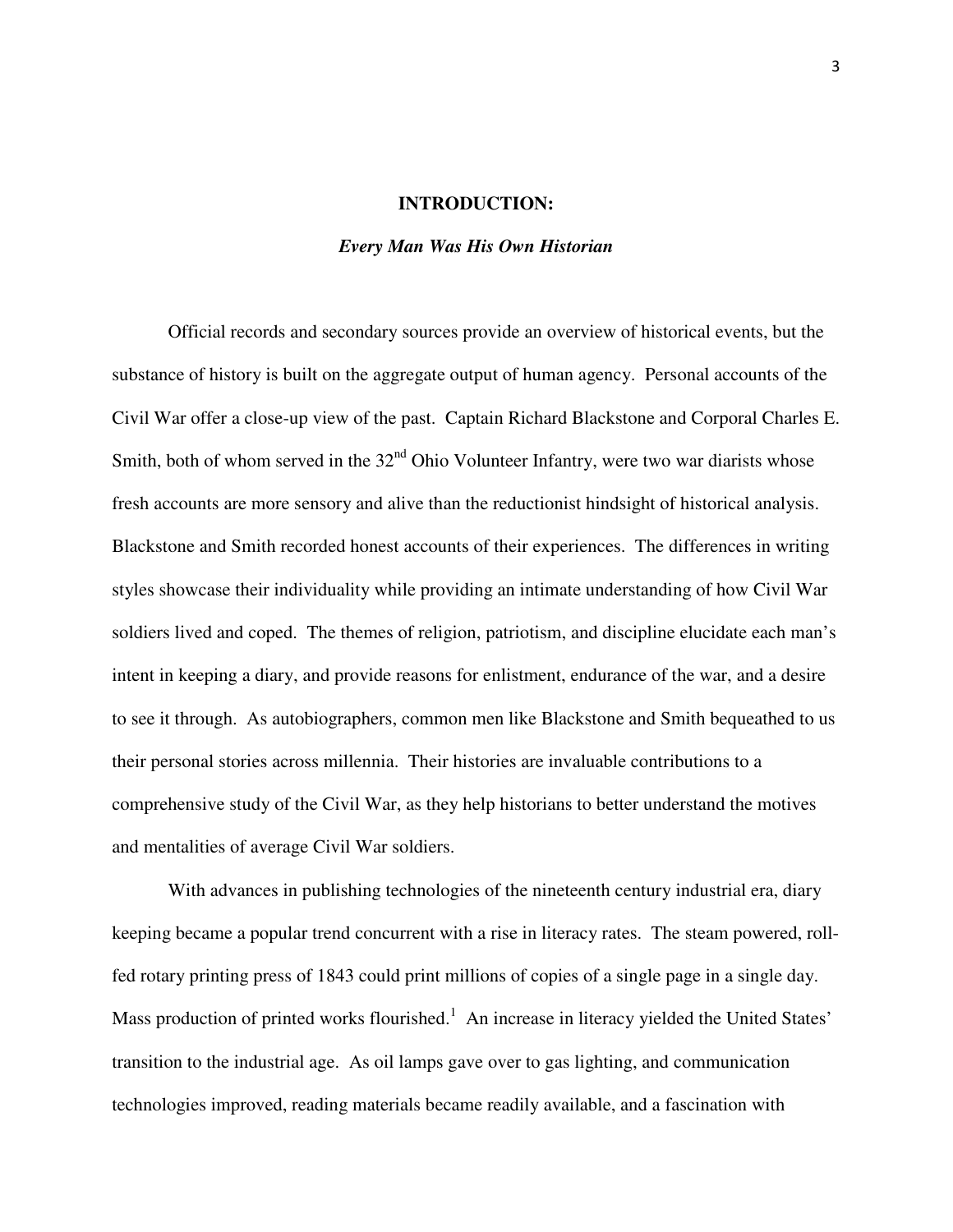## INTRODUCTION:

### *Every Man Was His Own Historian*

Official records and secondary sources provide an overview of historical events, but the substance of history is built on the aggregate output of human agency. Personal accounts of the Civil War offer a close-up view of the past. Captain Richard Blackstone and Corporal Charles E. Smith, both of whom served in the 32nd Ohio Volunteer Infantry, were two war diarists whose fresh accounts are more sensory and alive than the reductionist hindsight of historical analysis. Blackstone and Smith recorded honest accounts of their experiences. The differences in writing styles showcase their individuality while providing an intimate understanding of how Civil War soldiers lived and coped. The themes of religion, patriotism, and discipline elucidate each man's intent in keeping a diary, and provide reasons for enlistment, endurance of the war, and a desire to see it through. As autobiographers, common men like Blackstone and Smith bequeathed to us their personal stories across millennia. Their histories are invaluable contributions to a comprehensive study of the Civil War, as they help historians to better understand the motives and mentalities of average Civil War soldiers.

With advances in publishing technologies of the nineteenth century industrial era, diary keeping became a popular trend concurrent with a rise in literacy rates. The steam powered, roll-fed rotary printing press of 1843 could print millions of copies of a single page in a single day. Mass production of printed works flourished.[1] An increase in literacy yielded the United States' transition to the industrial age. As oil lamps gave over to gas lighting, and communication technologies improved, reading materials became readily available, and a fascination with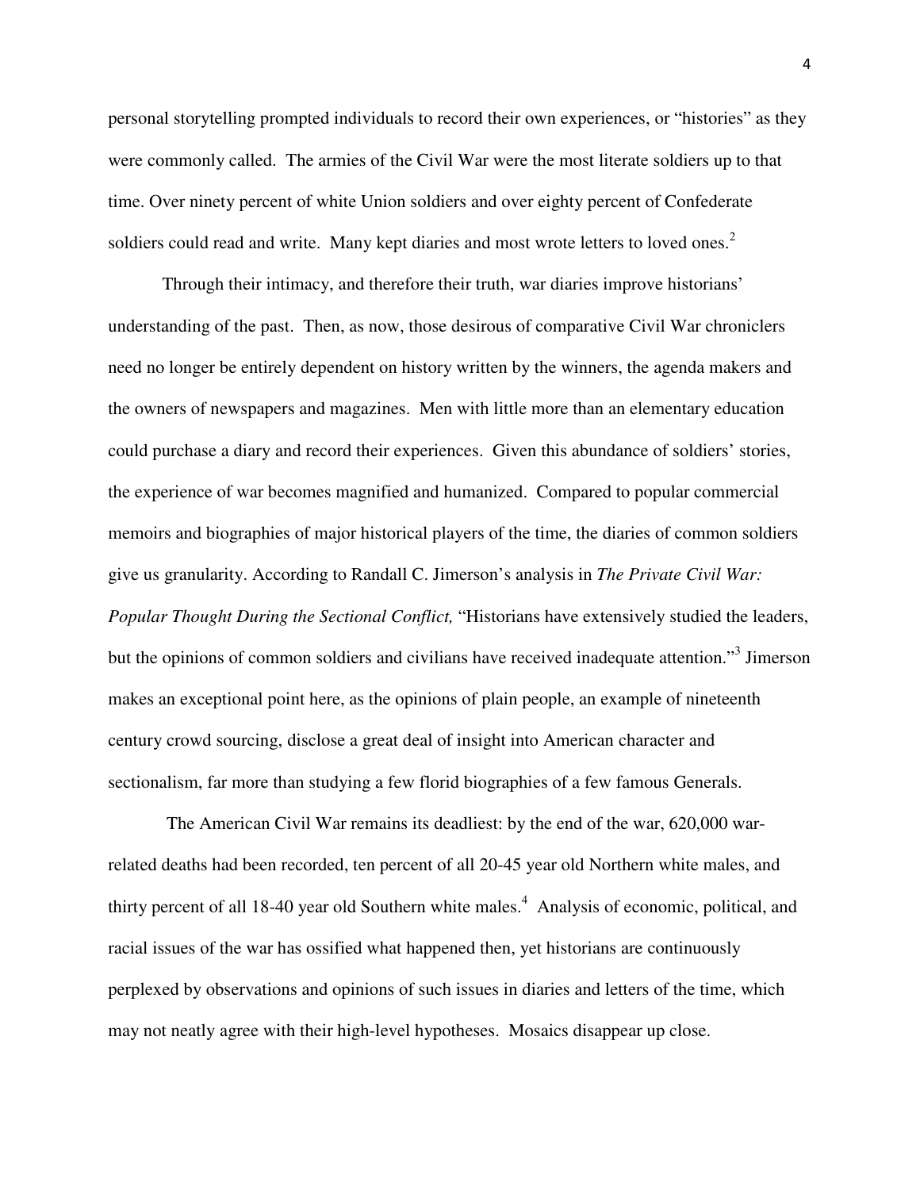personal storytelling prompted individuals to record their own experiences, or "histories" as they were commonly called. The armies of the Civil War were the most literate soldiers up to that time. Over ninety percent of white Union soldiers and over eighty percent of Confederate soldiers could read and write. Many kept diaries and most wrote letters to loved ones.[2]

Through their intimacy, and therefore their truth, war diaries improve historians' understanding of the past. Then, as now, those desirous of comparative Civil War chroniclers need no longer be entirely dependent on history written by the winners, the agenda makers and the owners of newspapers and magazines. Men with little more than an elementary education could purchase a diary and record their experiences. Given this abundance of soldiers' stories, the experience of war becomes magnified and humanized. Compared to popular commercial memoirs and biographies of major historical players of the time, the diaries of common soldiers give us granularity. According to Randall C. Jimerson's analysis in *The Private Civil War: Popular Thought During the Sectional Conflict,* "Historians have extensively studied the leaders, but the opinions of common soldiers and civilians have received inadequate attention."[3] Jimerson makes an exceptional point here, as the opinions of plain people, an example of nineteenth century crowd sourcing, disclose a great deal of insight into American character and sectionalism, far more than studying a few florid biographies of a few famous Generals.

The American Civil War remains its deadliest: by the end of the war, 620,000 war-related deaths had been recorded, ten percent of all 20-45 year old Northern white males, and thirty percent of all 18-40 year old Southern white males.[4] Analysis of economic, political, and racial issues of the war has ossified what happened then, yet historians are continuously perplexed by observations and opinions of such issues in diaries and letters of the time, which may not neatly agree with their high-level hypotheses. Mosaics disappear up close.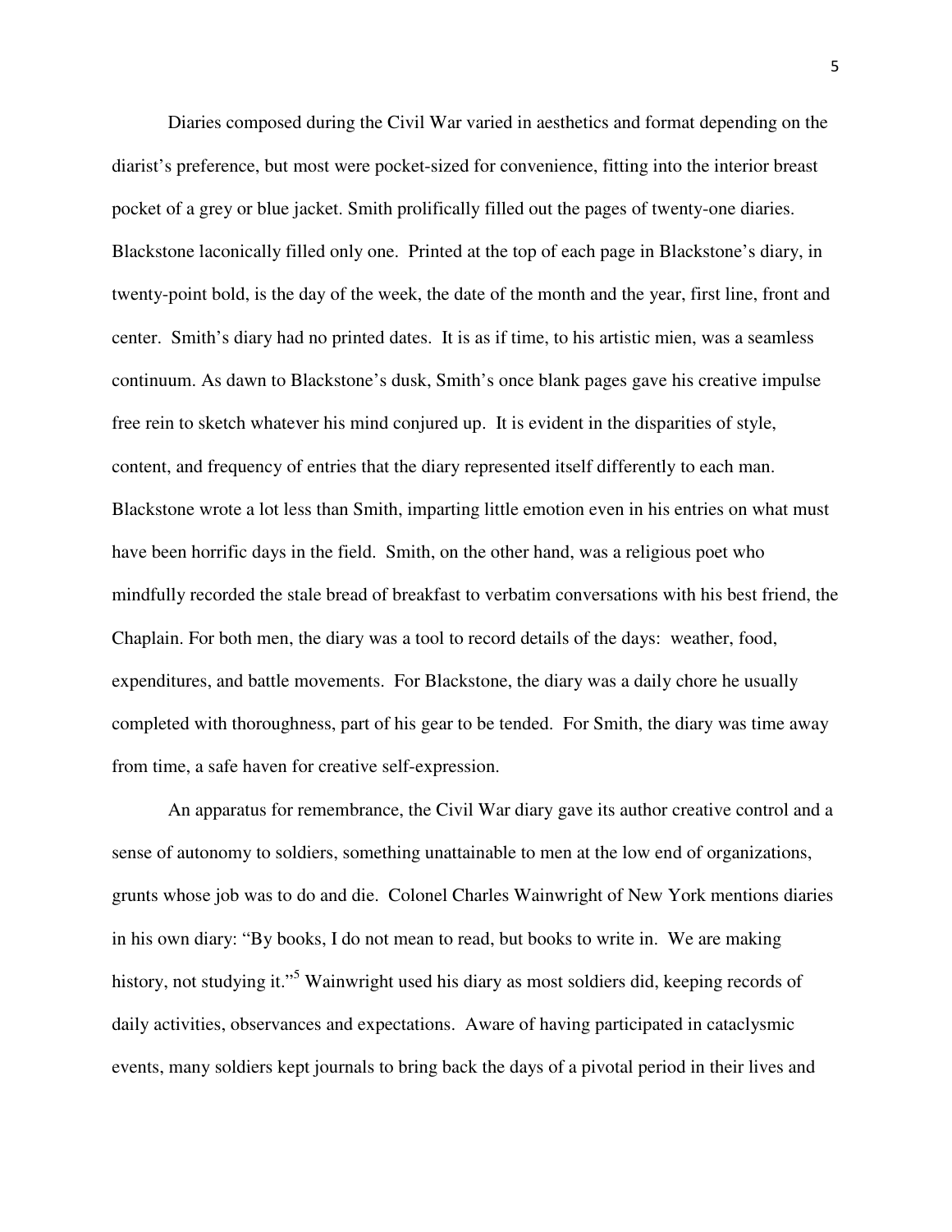Diaries composed during the Civil War varied in aesthetics and format depending on the diarist's preference, but most were pocket-sized for convenience, fitting into the interior breast pocket of a grey or blue jacket. Smith prolifically filled out the pages of twenty-one diaries. Blackstone laconically filled only one. Printed at the top of each page in Blackstone's diary, in twenty-point bold, is the day of the week, the date of the month and the year, first line, front and center. Smith's diary had no printed dates. It is as if time, to his artistic mien, was a seamless continuum. As dawn to Blackstone's dusk, Smith's once blank pages gave his creative impulse free rein to sketch whatever his mind conjured up. It is evident in the disparities of style, content, and frequency of entries that the diary represented itself differently to each man. Blackstone wrote a lot less than Smith, imparting little emotion even in his entries on what must have been horrific days in the field. Smith, on the other hand, was a religious poet who mindfully recorded the stale bread of breakfast to verbatim conversations with his best friend, the Chaplain. For both men, the diary was a tool to record details of the days: weather, food, expenditures, and battle movements. For Blackstone, the diary was a daily chore he usually completed with thoroughness, part of his gear to be tended. For Smith, the diary was time away from time, a safe haven for creative self-expression.

An apparatus for remembrance, the Civil War diary gave its author creative control and a sense of autonomy to soldiers, something unattainable to men at the low end of organizations, grunts whose job was to do and die. Colonel Charles Wainwright of New York mentions diaries in his own diary: "By books, I do not mean to read, but books to write in. We are making history, not studying it."[5] Wainwright used his diary as most soldiers did, keeping records of daily activities, observances and expectations. Aware of having participated in cataclysmic events, many soldiers kept journals to bring back the days of a pivotal period in their lives and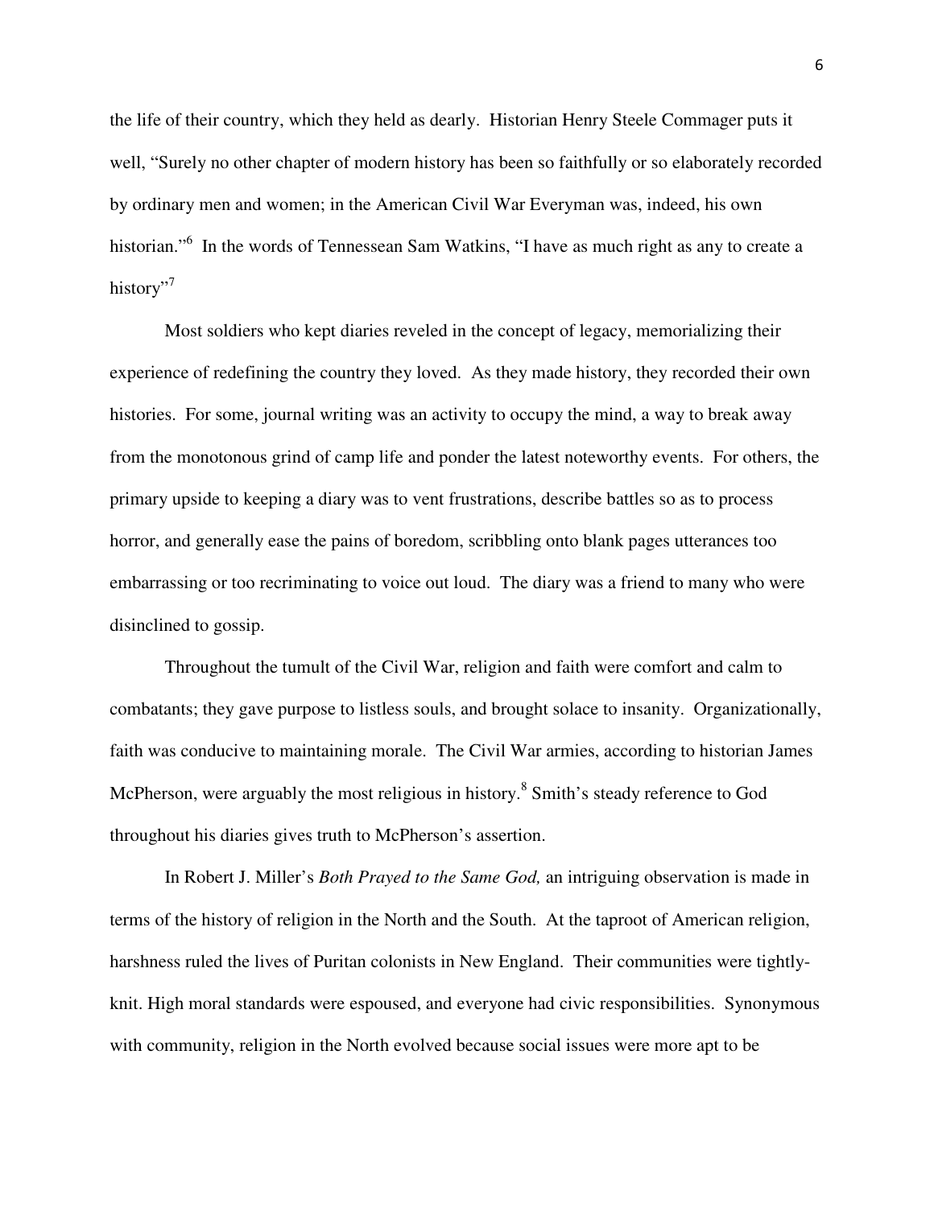the life of their country, which they held as dearly. Historian Henry Steele Commager puts it well, "Surely no other chapter of modern history has been so faithfully or so elaborately recorded by ordinary men and women; in the American Civil War Everyman was, indeed, his own historian."[6] In the words of Tennessean Sam Watkins, "I have as much right as any to create a history"[7]

Most soldiers who kept diaries reveled in the concept of legacy, memorializing their experience of redefining the country they loved. As they made history, they recorded their own histories. For some, journal writing was an activity to occupy the mind, a way to break away from the monotonous grind of camp life and ponder the latest noteworthy events. For others, the primary upside to keeping a diary was to vent frustrations, describe battles so as to process horror, and generally ease the pains of boredom, scribbling onto blank pages utterances too embarrassing or too recriminating to voice out loud. The diary was a friend to many who were disinclined to gossip.

Throughout the tumult of the Civil War, religion and faith were comfort and calm to combatants; they gave purpose to listless souls, and brought solace to insanity. Organizationally, faith was conducive to maintaining morale. The Civil War armies, according to historian James McPherson, were arguably the most religious in history.[8] Smith's steady reference to God throughout his diaries gives truth to McPherson's assertion.

In Robert J. Miller's *Both Prayed to the Same God,* an intriguing observation is made in terms of the history of religion in the North and the South. At the taproot of American religion, harshness ruled the lives of Puritan colonists in New England. Their communities were tightly-knit. High moral standards were espoused, and everyone had civic responsibilities. Synonymous with community, religion in the North evolved because social issues were more apt to be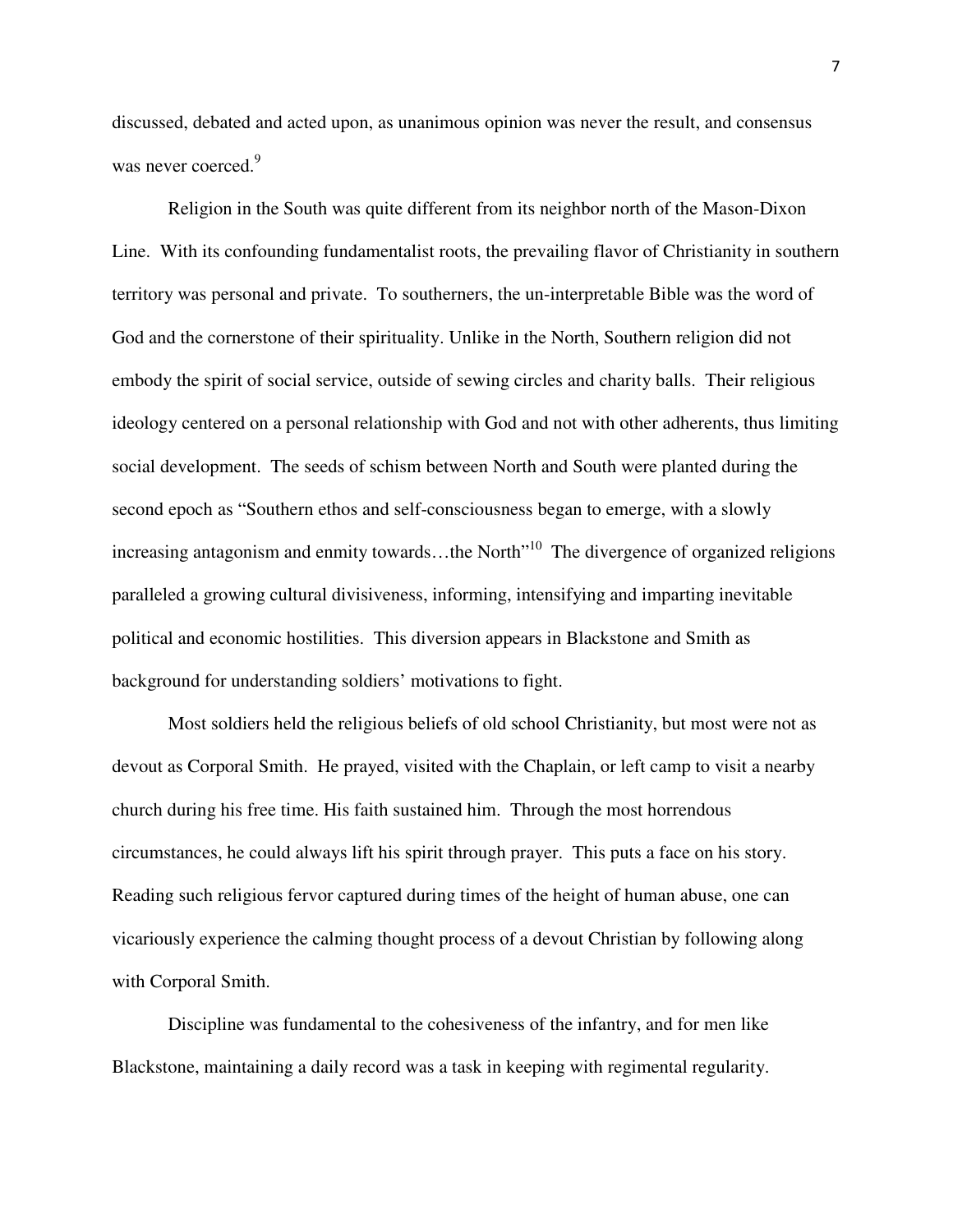discussed, debated and acted upon, as unanimous opinion was never the result, and consensus was never coerced.[9]

Religion in the South was quite different from its neighbor north of the Mason-Dixon Line. With its confounding fundamentalist roots, the prevailing flavor of Christianity in southern territory was personal and private. To southerners, the un-interpretable Bible was the word of God and the cornerstone of their spirituality. Unlike in the North, Southern religion did not embody the spirit of social service, outside of sewing circles and charity balls. Their religious ideology centered on a personal relationship with God and not with other adherents, thus limiting social development. The seeds of schism between North and South were planted during the second epoch as "Southern ethos and self-consciousness began to emerge, with a slowly increasing antagonism and enmity towards…the North"[10] The divergence of organized religions paralleled a growing cultural divisiveness, informing, intensifying and imparting inevitable political and economic hostilities. This diversion appears in Blackstone and Smith as background for understanding soldiers' motivations to fight.

Most soldiers held the religious beliefs of old school Christianity, but most were not as devout as Corporal Smith. He prayed, visited with the Chaplain, or left camp to visit a nearby church during his free time. His faith sustained him. Through the most horrendous circumstances, he could always lift his spirit through prayer. This puts a face on his story. Reading such religious fervor captured during times of the height of human abuse, one can vicariously experience the calming thought process of a devout Christian by following along with Corporal Smith.

Discipline was fundamental to the cohesiveness of the infantry, and for men like Blackstone, maintaining a daily record was a task in keeping with regimental regularity.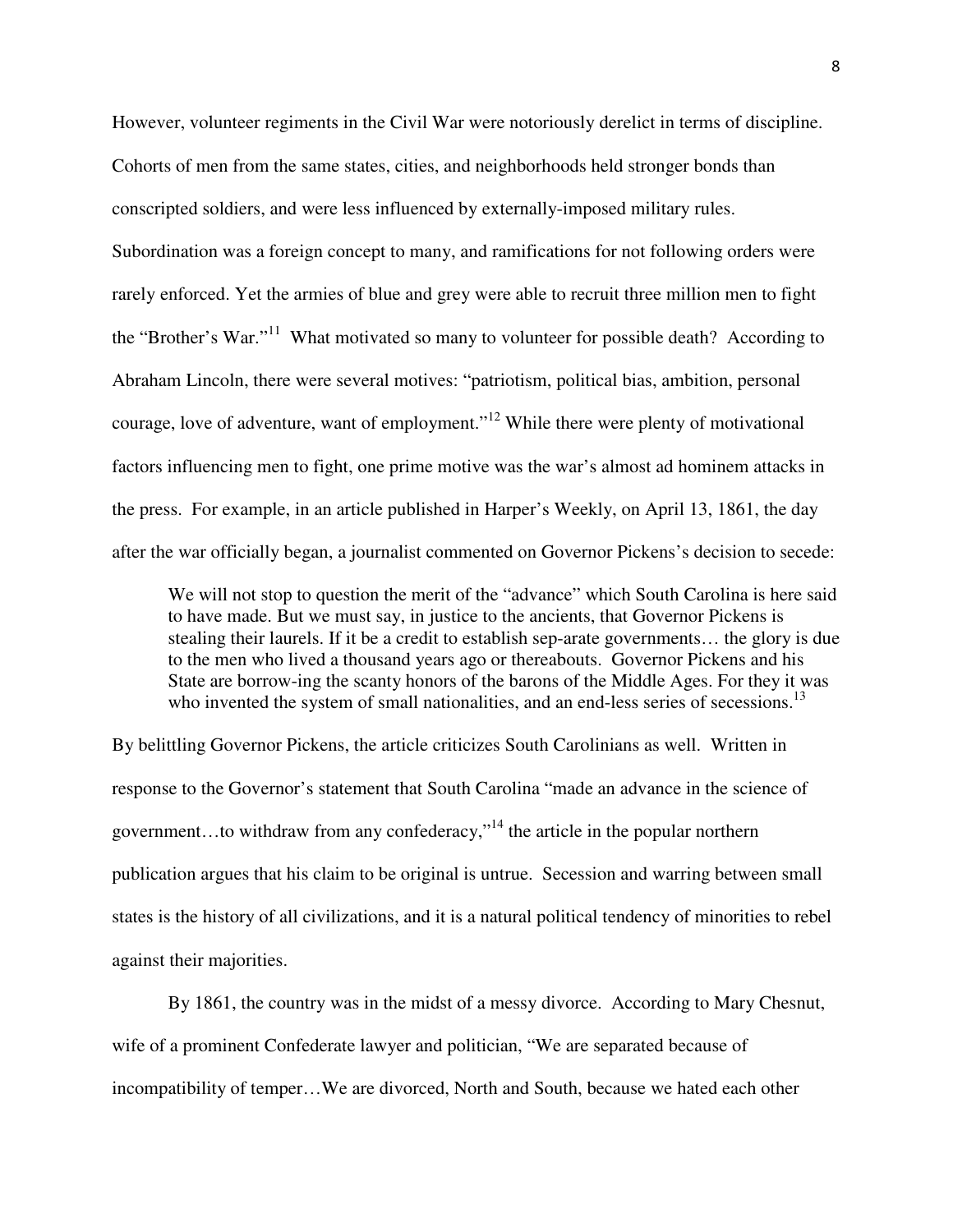However, volunteer regiments in the Civil War were notoriously derelict in terms of discipline. Cohorts of men from the same states, cities, and neighborhoods held stronger bonds than conscripted soldiers, and were less influenced by externally-imposed military rules. Subordination was a foreign concept to many, and ramifications for not following orders were rarely enforced. Yet the armies of blue and grey were able to recruit three million men to fight the "Brother's War."[11] What motivated so many to volunteer for possible death? According to Abraham Lincoln, there were several motives: "patriotism, political bias, ambition, personal courage, love of adventure, want of employment."[12] While there were plenty of motivational factors influencing men to fight, one prime motive was the war's almost ad hominem attacks in the press. For example, in an article published in Harper's Weekly, on April 13, 1861, the day after the war officially began, a journalist commented on Governor Pickens's decision to secede:

> We will not stop to question the merit of the "advance" which South Carolina is here said to have made. But we must say, in justice to the ancients, that Governor Pickens is stealing their laurels. If it be a credit to establish sep-arate governments… the glory is due to the men who lived a thousand years ago or thereabouts. Governor Pickens and his State are borrow-ing the scanty honors of the barons of the Middle Ages. For they it was who invented the system of small nationalities, and an end-less series of secessions.[13]

By belittling Governor Pickens, the article criticizes South Carolinians as well. Written in response to the Governor's statement that South Carolina "made an advance in the science of government…to withdraw from any confederacy,"[14] the article in the popular northern publication argues that his claim to be original is untrue. Secession and warring between small states is the history of all civilizations, and it is a natural political tendency of minorities to rebel against their majorities.

By 1861, the country was in the midst of a messy divorce. According to Mary Chesnut, wife of a prominent Confederate lawyer and politician, "We are separated because of incompatibility of temper…We are divorced, North and South, because we hated each other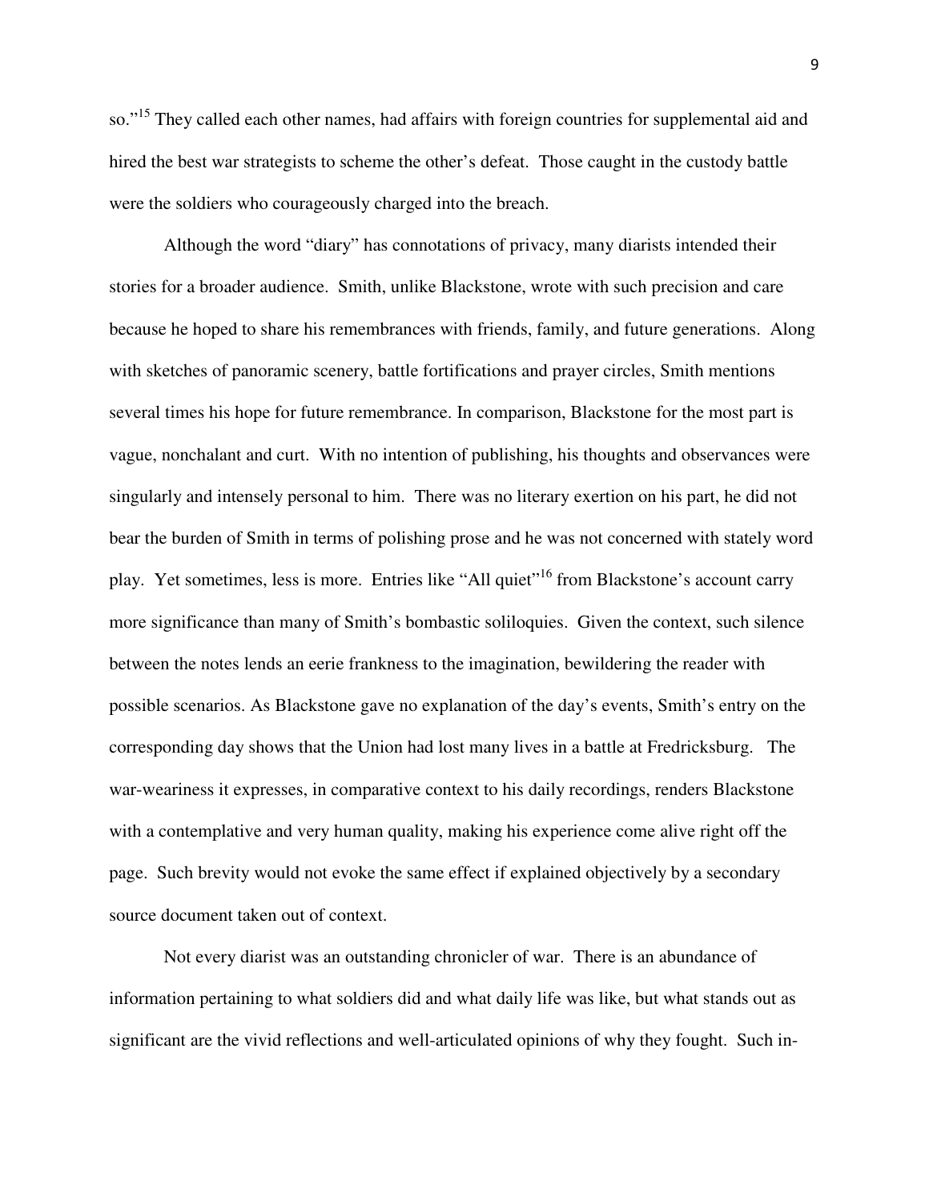so."[15] They called each other names, had affairs with foreign countries for supplemental aid and hired the best war strategists to scheme the other's defeat. Those caught in the custody battle were the soldiers who courageously charged into the breach.

Although the word "diary" has connotations of privacy, many diarists intended their stories for a broader audience. Smith, unlike Blackstone, wrote with such precision and care because he hoped to share his remembrances with friends, family, and future generations. Along with sketches of panoramic scenery, battle fortifications and prayer circles, Smith mentions several times his hope for future remembrance. In comparison, Blackstone for the most part is vague, nonchalant and curt. With no intention of publishing, his thoughts and observances were singularly and intensely personal to him. There was no literary exertion on his part, he did not bear the burden of Smith in terms of polishing prose and he was not concerned with stately word play. Yet sometimes, less is more. Entries like "All quiet"[16] from Blackstone's account carry more significance than many of Smith's bombastic soliloquies. Given the context, such silence between the notes lends an eerie frankness to the imagination, bewildering the reader with possible scenarios. As Blackstone gave no explanation of the day's events, Smith's entry on the corresponding day shows that the Union had lost many lives in a battle at Fredricksburg. The war-weariness it expresses, in comparative context to his daily recordings, renders Blackstone with a contemplative and very human quality, making his experience come alive right off the page. Such brevity would not evoke the same effect if explained objectively by a secondary source document taken out of context.

Not every diarist was an outstanding chronicler of war. There is an abundance of information pertaining to what soldiers did and what daily life was like, but what stands out as significant are the vivid reflections and well-articulated opinions of why they fought. Such in-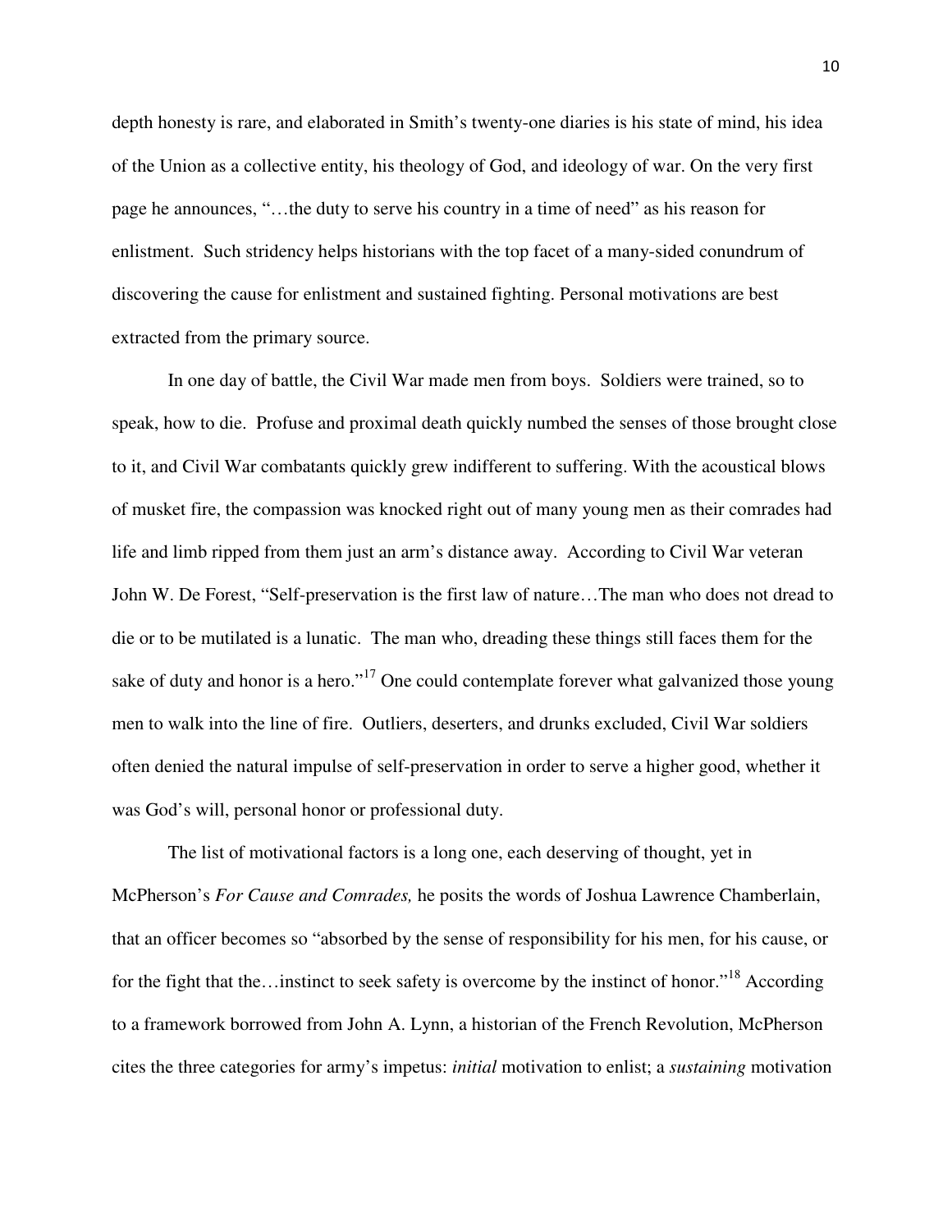depth honesty is rare, and elaborated in Smith's twenty-one diaries is his state of mind, his idea of the Union as a collective entity, his theology of God, and ideology of war. On the very first page he announces, "…the duty to serve his country in a time of need" as his reason for enlistment. Such stridency helps historians with the top facet of a many-sided conundrum of discovering the cause for enlistment and sustained fighting. Personal motivations are best extracted from the primary source.

In one day of battle, the Civil War made men from boys. Soldiers were trained, so to speak, how to die. Profuse and proximal death quickly numbed the senses of those brought close to it, and Civil War combatants quickly grew indifferent to suffering. With the acoustical blows of musket fire, the compassion was knocked right out of many young men as their comrades had life and limb ripped from them just an arm's distance away. According to Civil War veteran John W. De Forest, "Self-preservation is the first law of nature…The man who does not dread to die or to be mutilated is a lunatic. The man who, dreading these things still faces them for the sake of duty and honor is a hero."[17] One could contemplate forever what galvanized those young men to walk into the line of fire. Outliers, deserters, and drunks excluded, Civil War soldiers often denied the natural impulse of self-preservation in order to serve a higher good, whether it was God's will, personal honor or professional duty.

The list of motivational factors is a long one, each deserving of thought, yet in McPherson's *For Cause and Comrades,* he posits the words of Joshua Lawrence Chamberlain, that an officer becomes so "absorbed by the sense of responsibility for his men, for his cause, or for the fight that the…instinct to seek safety is overcome by the instinct of honor."[18] According to a framework borrowed from John A. Lynn, a historian of the French Revolution, McPherson cites the three categories for army's impetus: *initial* motivation to enlist; a *sustaining* motivation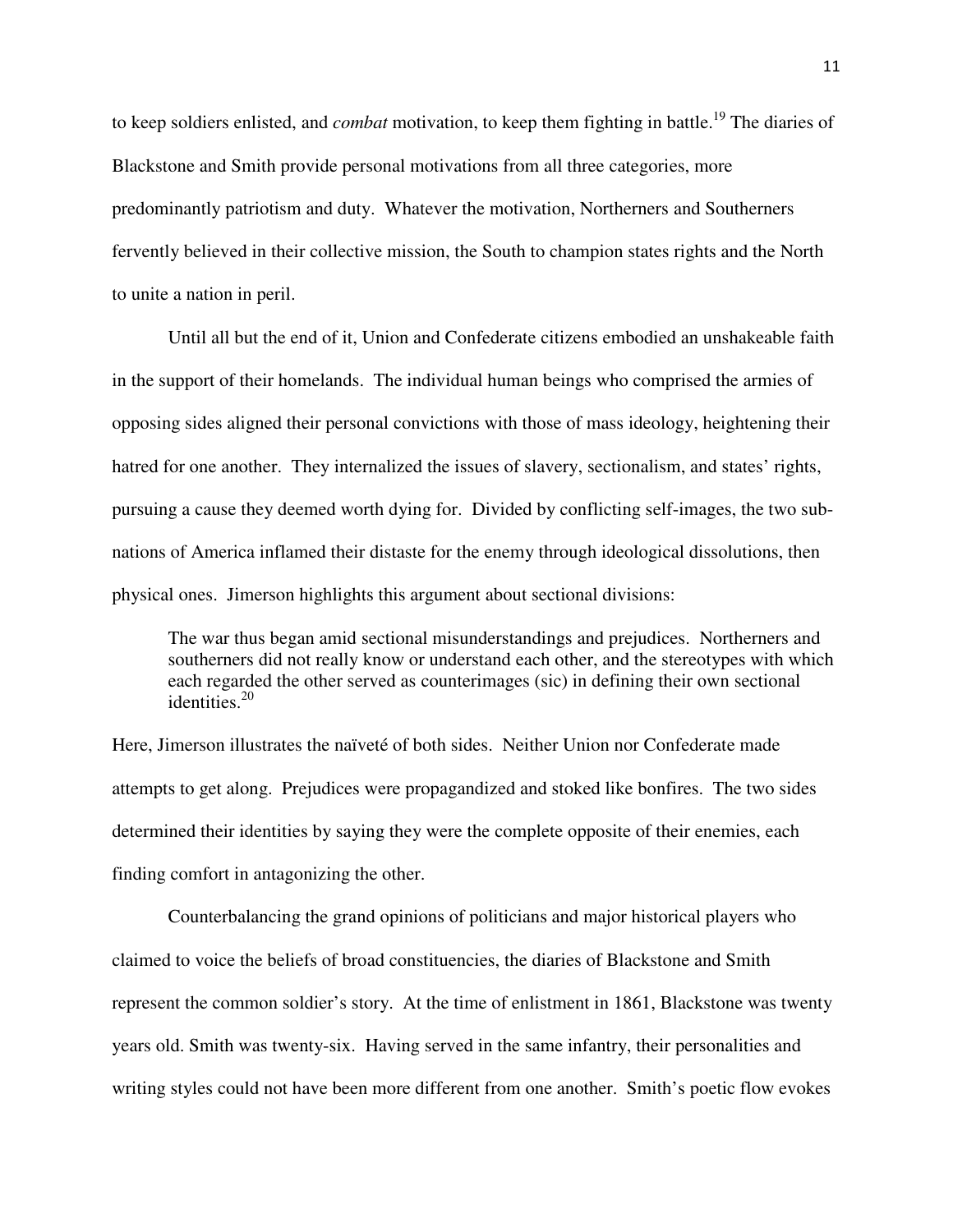to keep soldiers enlisted, and *combat* motivation, to keep them fighting in battle.[19] The diaries of Blackstone and Smith provide personal motivations from all three categories, more predominantly patriotism and duty. Whatever the motivation, Northerners and Southerners fervently believed in their collective mission, the South to champion states rights and the North to unite a nation in peril.

Until all but the end of it, Union and Confederate citizens embodied an unshakeable faith in the support of their homelands. The individual human beings who comprised the armies of opposing sides aligned their personal convictions with those of mass ideology, heightening their hatred for one another. They internalized the issues of slavery, sectionalism, and states' rights, pursuing a cause they deemed worth dying for. Divided by conflicting self-images, the two sub-nations of America inflamed their distaste for the enemy through ideological dissolutions, then physical ones. Jimerson highlights this argument about sectional divisions:

> The war thus began amid sectional misunderstandings and prejudices. Northerners and southerners did not really know or understand each other, and the stereotypes with which each regarded the other served as counterimages (sic) in defining their own sectional identities.[20]

Here, Jimerson illustrates the naïveté of both sides. Neither Union nor Confederate made attempts to get along. Prejudices were propagandized and stoked like bonfires. The two sides determined their identities by saying they were the complete opposite of their enemies, each finding comfort in antagonizing the other.

Counterbalancing the grand opinions of politicians and major historical players who claimed to voice the beliefs of broad constituencies, the diaries of Blackstone and Smith represent the common soldier's story. At the time of enlistment in 1861, Blackstone was twenty years old. Smith was twenty-six. Having served in the same infantry, their personalities and writing styles could not have been more different from one another. Smith's poetic flow evokes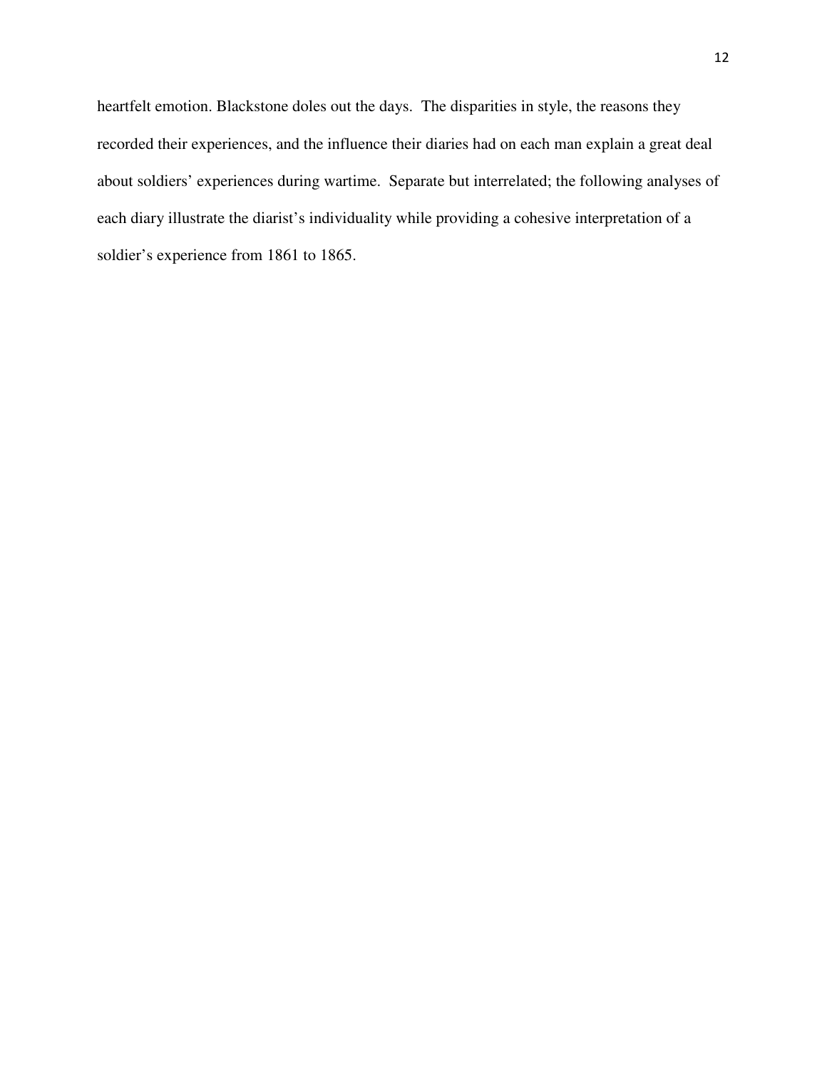heartfelt emotion. Blackstone doles out the days. The disparities in style, the reasons they recorded their experiences, and the influence their diaries had on each man explain a great deal about soldiers' experiences during wartime. Separate but interrelated; the following analyses of each diary illustrate the diarist's individuality while providing a cohesive interpretation of a soldier's experience from 1861 to 1865.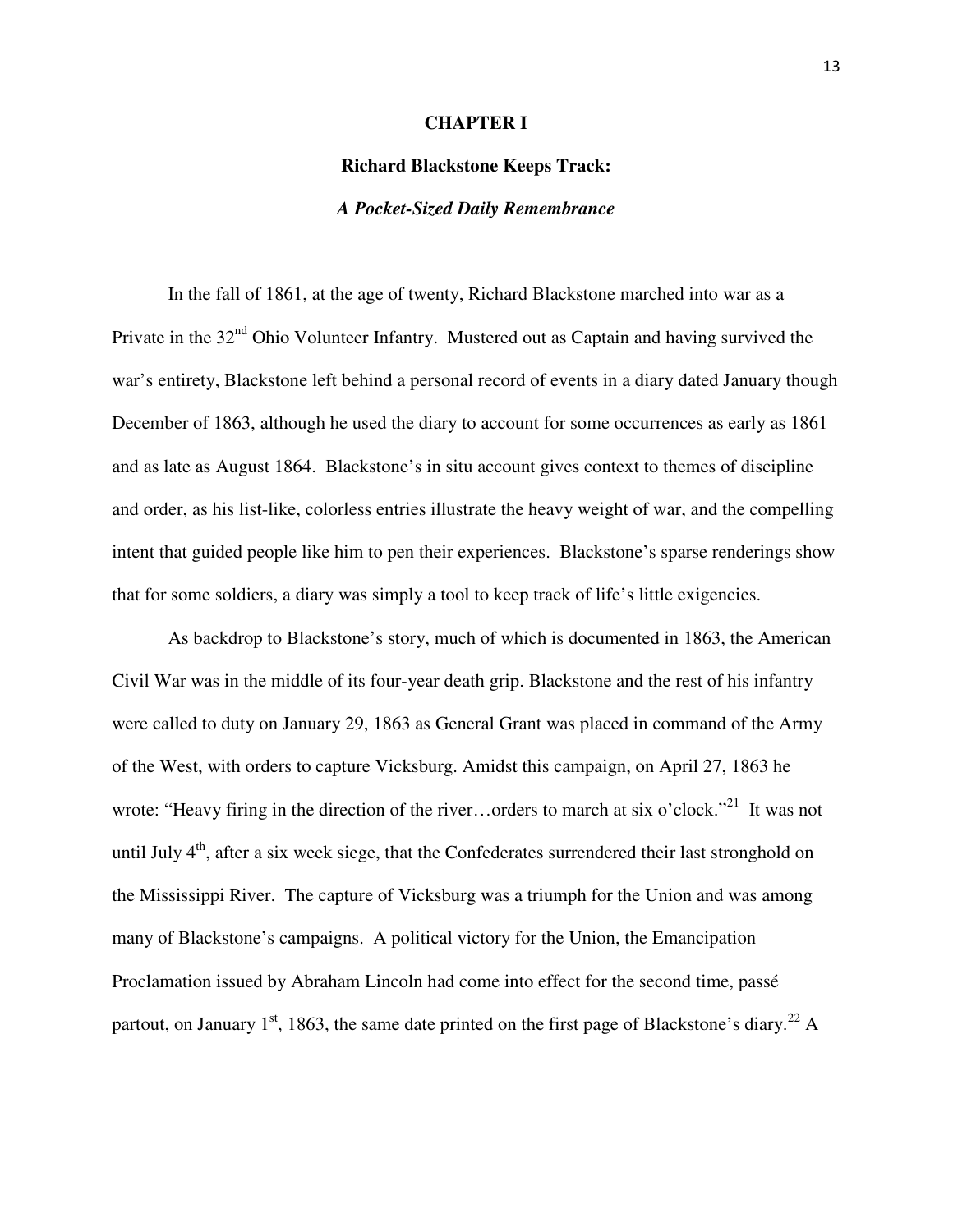# CHAPTER I

## Richard Blackstone Keeps Track:

### *A Pocket-Sized Daily Remembrance*

In the fall of 1861, at the age of twenty, Richard Blackstone marched into war as a Private in the 32nd Ohio Volunteer Infantry. Mustered out as Captain and having survived the war's entirety, Blackstone left behind a personal record of events in a diary dated January though December of 1863, although he used the diary to account for some occurrences as early as 1861 and as late as August 1864. Blackstone's in situ account gives context to themes of discipline and order, as his list-like, colorless entries illustrate the heavy weight of war, and the compelling intent that guided people like him to pen their experiences. Blackstone's sparse renderings show that for some soldiers, a diary was simply a tool to keep track of life's little exigencies.

As backdrop to Blackstone's story, much of which is documented in 1863, the American Civil War was in the middle of its four-year death grip. Blackstone and the rest of his infantry were called to duty on January 29, 1863 as General Grant was placed in command of the Army of the West, with orders to capture Vicksburg. Amidst this campaign, on April 27, 1863 he wrote: "Heavy firing in the direction of the river…orders to march at six o'clock."[21] It was not until July 4th, after a six week siege, that the Confederates surrendered their last stronghold on the Mississippi River. The capture of Vicksburg was a triumph for the Union and was among many of Blackstone's campaigns. A political victory for the Union, the Emancipation Proclamation issued by Abraham Lincoln had come into effect for the second time, passé partout, on January 1st, 1863, the same date printed on the first page of Blackstone's diary.[22] A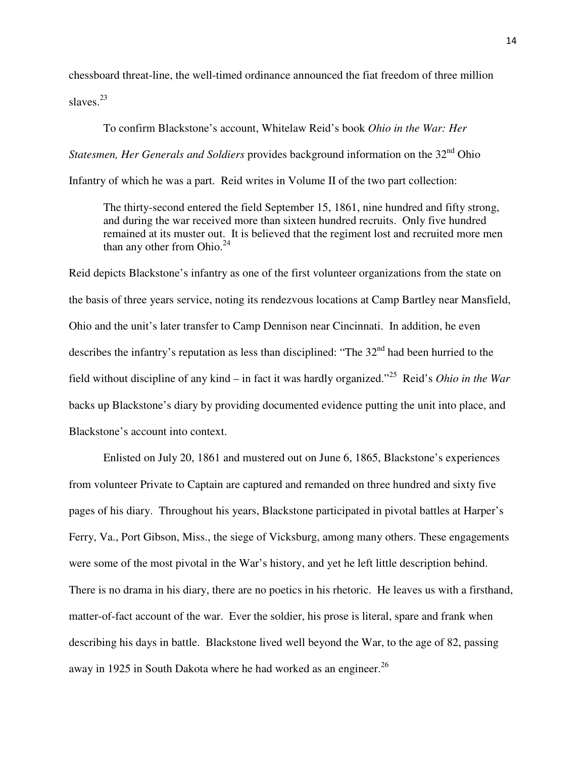chessboard threat-line, the well-timed ordinance announced the fiat freedom of three million slaves.[23]

To confirm Blackstone's account, Whitelaw Reid's book *Ohio in the War: Her Statesmen, Her Generals and Soldiers* provides background information on the 32nd Ohio Infantry of which he was a part. Reid writes in Volume II of the two part collection:

> The thirty-second entered the field September 15, 1861, nine hundred and fifty strong, and during the war received more than sixteen hundred recruits. Only five hundred remained at its muster out. It is believed that the regiment lost and recruited more men than any other from Ohio.[24]

Reid depicts Blackstone's infantry as one of the first volunteer organizations from the state on the basis of three years service, noting its rendezvous locations at Camp Bartley near Mansfield, Ohio and the unit's later transfer to Camp Dennison near Cincinnati. In addition, he even describes the infantry's reputation as less than disciplined: "The 32nd had been hurried to the field without discipline of any kind – in fact it was hardly organized."[25] Reid's *Ohio in the War* backs up Blackstone's diary by providing documented evidence putting the unit into place, and Blackstone's account into context.

Enlisted on July 20, 1861 and mustered out on June 6, 1865, Blackstone's experiences from volunteer Private to Captain are captured and remanded on three hundred and sixty five pages of his diary. Throughout his years, Blackstone participated in pivotal battles at Harper's Ferry, Va., Port Gibson, Miss., the siege of Vicksburg, among many others. These engagements were some of the most pivotal in the War's history, and yet he left little description behind. There is no drama in his diary, there are no poetics in his rhetoric. He leaves us with a firsthand, matter-of-fact account of the war. Ever the soldier, his prose is literal, spare and frank when describing his days in battle. Blackstone lived well beyond the War, to the age of 82, passing away in 1925 in South Dakota where he had worked as an engineer.[26]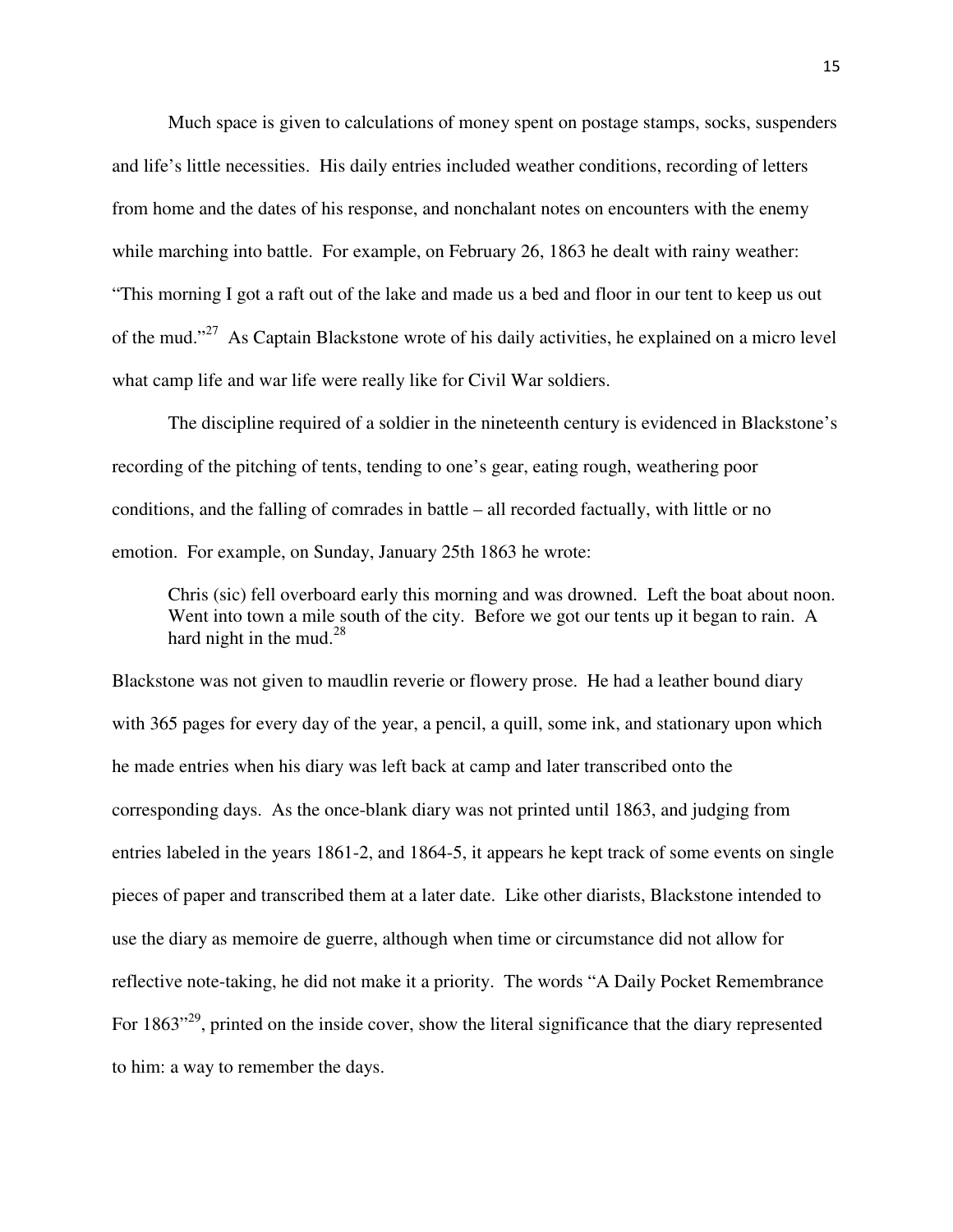Much space is given to calculations of money spent on postage stamps, socks, suspenders and life's little necessities. His daily entries included weather conditions, recording of letters from home and the dates of his response, and nonchalant notes on encounters with the enemy while marching into battle. For example, on February 26, 1863 he dealt with rainy weather: "This morning I got a raft out of the lake and made us a bed and floor in our tent to keep us out of the mud."[27] As Captain Blackstone wrote of his daily activities, he explained on a micro level what camp life and war life were really like for Civil War soldiers.

The discipline required of a soldier in the nineteenth century is evidenced in Blackstone's recording of the pitching of tents, tending to one's gear, eating rough, weathering poor conditions, and the falling of comrades in battle – all recorded factually, with little or no emotion. For example, on Sunday, January 25th 1863 he wrote:

> Chris (sic) fell overboard early this morning and was drowned. Left the boat about noon. Went into town a mile south of the city. Before we got our tents up it began to rain. A hard night in the mud.[28]

Blackstone was not given to maudlin reverie or flowery prose. He had a leather bound diary with 365 pages for every day of the year, a pencil, a quill, some ink, and stationary upon which he made entries when his diary was left back at camp and later transcribed onto the corresponding days. As the once-blank diary was not printed until 1863, and judging from entries labeled in the years 1861-2, and 1864-5, it appears he kept track of some events on single pieces of paper and transcribed them at a later date. Like other diarists, Blackstone intended to use the diary as memoire de guerre, although when time or circumstance did not allow for reflective note-taking, he did not make it a priority. The words "A Daily Pocket Remembrance For 1863"[29], printed on the inside cover, show the literal significance that the diary represented to him: a way to remember the days.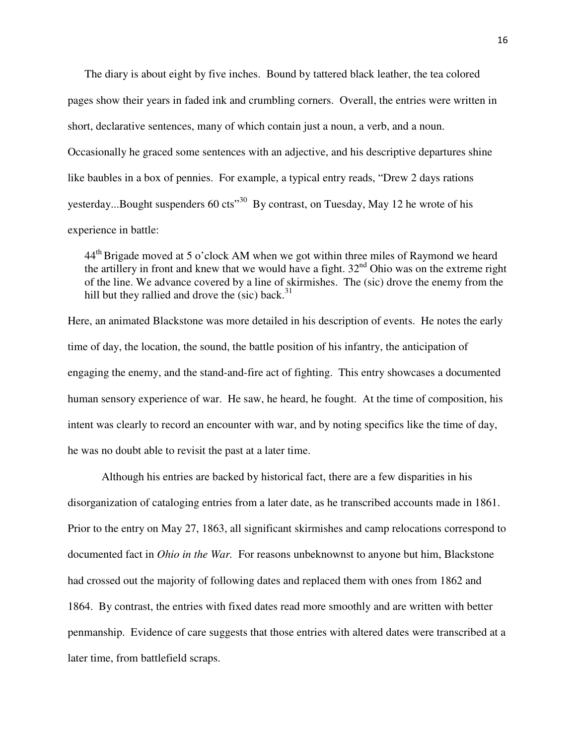The diary is about eight by five inches. Bound by tattered black leather, the tea colored pages show their years in faded ink and crumbling corners. Overall, the entries were written in short, declarative sentences, many of which contain just a noun, a verb, and a noun. Occasionally he graced some sentences with an adjective, and his descriptive departures shine like baubles in a box of pennies. For example, a typical entry reads, "Drew 2 days rations yesterday...Bought suspenders 60 cts"[30] By contrast, on Tuesday, May 12 he wrote of his experience in battle:

> 44th Brigade moved at 5 o'clock AM when we got within three miles of Raymond we heard the artillery in front and knew that we would have a fight. 32nd Ohio was on the extreme right of the line. We advance covered by a line of skirmishes. The (sic) drove the enemy from the hill but they rallied and drove the (sic) back.[31]

Here, an animated Blackstone was more detailed in his description of events. He notes the early time of day, the location, the sound, the battle position of his infantry, the anticipation of engaging the enemy, and the stand-and-fire act of fighting. This entry showcases a documented human sensory experience of war. He saw, he heard, he fought. At the time of composition, his intent was clearly to record an encounter with war, and by noting specifics like the time of day, he was no doubt able to revisit the past at a later time.

Although his entries are backed by historical fact, there are a few disparities in his disorganization of cataloging entries from a later date, as he transcribed accounts made in 1861. Prior to the entry on May 27, 1863, all significant skirmishes and camp relocations correspond to documented fact in *Ohio in the War.* For reasons unbeknownst to anyone but him, Blackstone had crossed out the majority of following dates and replaced them with ones from 1862 and 1864. By contrast, the entries with fixed dates read more smoothly and are written with better penmanship. Evidence of care suggests that those entries with altered dates were transcribed at a later time, from battlefield scraps.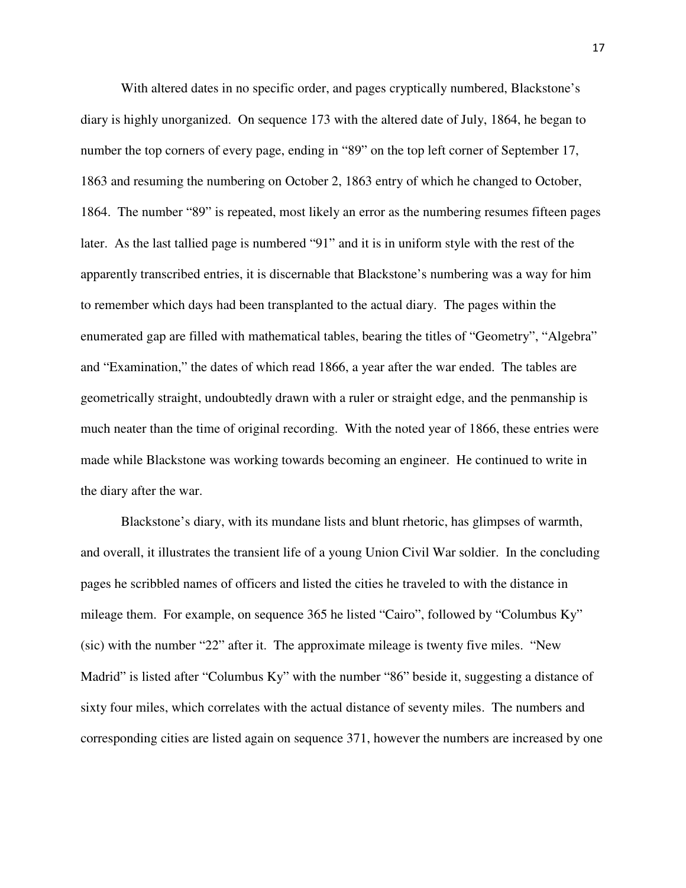With altered dates in no specific order, and pages cryptically numbered, Blackstone's diary is highly unorganized. On sequence 173 with the altered date of July, 1864, he began to number the top corners of every page, ending in "89" on the top left corner of September 17, 1863 and resuming the numbering on October 2, 1863 entry of which he changed to October, 1864. The number "89" is repeated, most likely an error as the numbering resumes fifteen pages later. As the last tallied page is numbered "91" and it is in uniform style with the rest of the apparently transcribed entries, it is discernable that Blackstone's numbering was a way for him to remember which days had been transplanted to the actual diary. The pages within the enumerated gap are filled with mathematical tables, bearing the titles of "Geometry", "Algebra" and "Examination," the dates of which read 1866, a year after the war ended. The tables are geometrically straight, undoubtedly drawn with a ruler or straight edge, and the penmanship is much neater than the time of original recording. With the noted year of 1866, these entries were made while Blackstone was working towards becoming an engineer. He continued to write in the diary after the war.

Blackstone's diary, with its mundane lists and blunt rhetoric, has glimpses of warmth, and overall, it illustrates the transient life of a young Union Civil War soldier. In the concluding pages he scribbled names of officers and listed the cities he traveled to with the distance in mileage them. For example, on sequence 365 he listed "Cairo", followed by "Columbus Ky" (sic) with the number "22" after it. The approximate mileage is twenty five miles. "New Madrid" is listed after "Columbus Ky" with the number "86" beside it, suggesting a distance of sixty four miles, which correlates with the actual distance of seventy miles. The numbers and corresponding cities are listed again on sequence 371, however the numbers are increased by one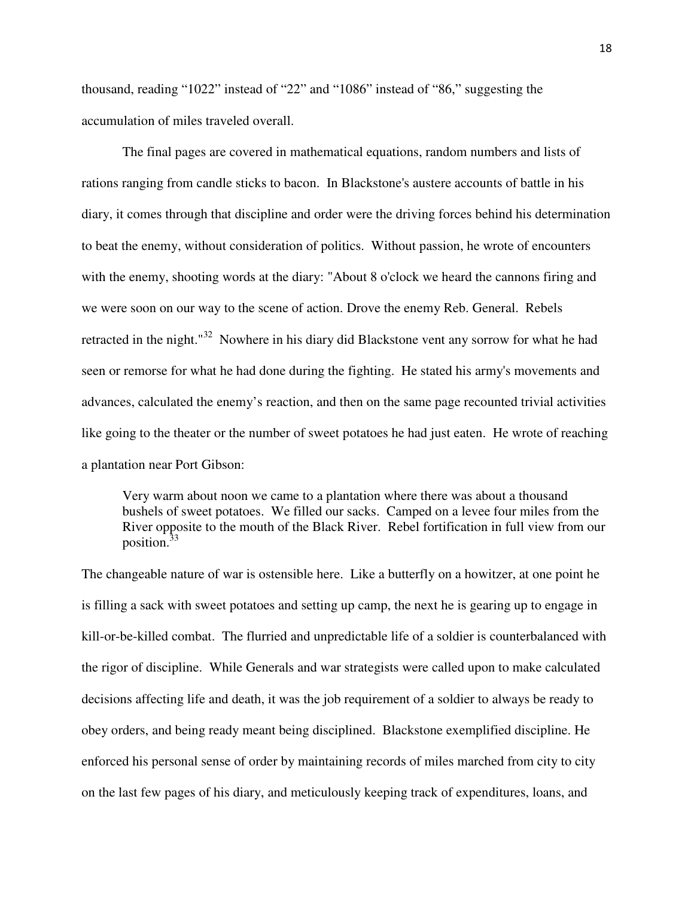thousand, reading “1022” instead of “22” and “1086” instead of “86,” suggesting the accumulation of miles traveled overall.

The final pages are covered in mathematical equations, random numbers and lists of rations ranging from candle sticks to bacon. In Blackstone's austere accounts of battle in his diary, it comes through that discipline and order were the driving forces behind his determination to beat the enemy, without consideration of politics. Without passion, he wrote of encounters with the enemy, shooting words at the diary: "About 8 o'clock we heard the cannons firing and we were soon on our way to the scene of action. Drove the enemy Reb. General. Rebels retracted in the night."[32] Nowhere in his diary did Blackstone vent any sorrow for what he had seen or remorse for what he had done during the fighting. He stated his army's movements and advances, calculated the enemy’s reaction, and then on the same page recounted trivial activities like going to the theater or the number of sweet potatoes he had just eaten. He wrote of reaching a plantation near Port Gibson:

> Very warm about noon we came to a plantation where there was about a thousand bushels of sweet potatoes. We filled our sacks. Camped on a levee four miles from the River opposite to the mouth of the Black River. Rebel fortification in full view from our position.[33]

The changeable nature of war is ostensible here. Like a butterfly on a howitzer, at one point he is filling a sack with sweet potatoes and setting up camp, the next he is gearing up to engage in kill-or-be-killed combat. The flurried and unpredictable life of a soldier is counterbalanced with the rigor of discipline. While Generals and war strategists were called upon to make calculated decisions affecting life and death, it was the job requirement of a soldier to always be ready to obey orders, and being ready meant being disciplined. Blackstone exemplified discipline. He enforced his personal sense of order by maintaining records of miles marched from city to city on the last few pages of his diary, and meticulously keeping track of expenditures, loans, and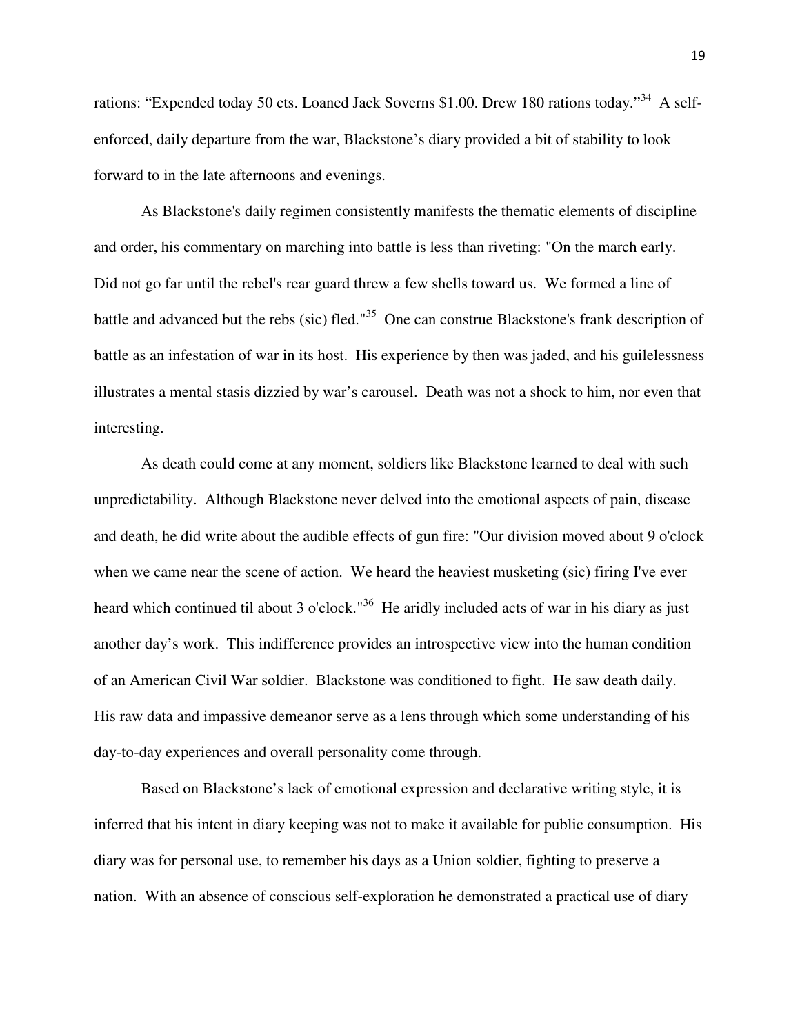rations: “Expended today 50 cts. Loaned Jack Soverns $1.00. Drew 180 rations today.”[34] A self-enforced, daily departure from the war, Blackstone’s diary provided a bit of stability to look forward to in the late afternoons and evenings.

As Blackstone's daily regimen consistently manifests the thematic elements of discipline and order, his commentary on marching into battle is less than riveting: "On the march early. Did not go far until the rebel's rear guard threw a few shells toward us. We formed a line of battle and advanced but the rebs (sic) fled."[35] One can construe Blackstone's frank description of battle as an infestation of war in its host. His experience by then was jaded, and his guilelessness illustrates a mental stasis dizzied by war’s carousel. Death was not a shock to him, nor even that interesting.

As death could come at any moment, soldiers like Blackstone learned to deal with such unpredictability. Although Blackstone never delved into the emotional aspects of pain, disease and death, he did write about the audible effects of gun fire: "Our division moved about 9 o'clock when we came near the scene of action. We heard the heaviest musketing (sic) firing I've ever heard which continued til about 3 o'clock."[36] He aridly included acts of war in his diary as just another day’s work. This indifference provides an introspective view into the human condition of an American Civil War soldier. Blackstone was conditioned to fight. He saw death daily. His raw data and impassive demeanor serve as a lens through which some understanding of his day-to-day experiences and overall personality come through.

Based on Blackstone’s lack of emotional expression and declarative writing style, it is inferred that his intent in diary keeping was not to make it available for public consumption. His diary was for personal use, to remember his days as a Union soldier, fighting to preserve a nation. With an absence of conscious self-exploration he demonstrated a practical use of diary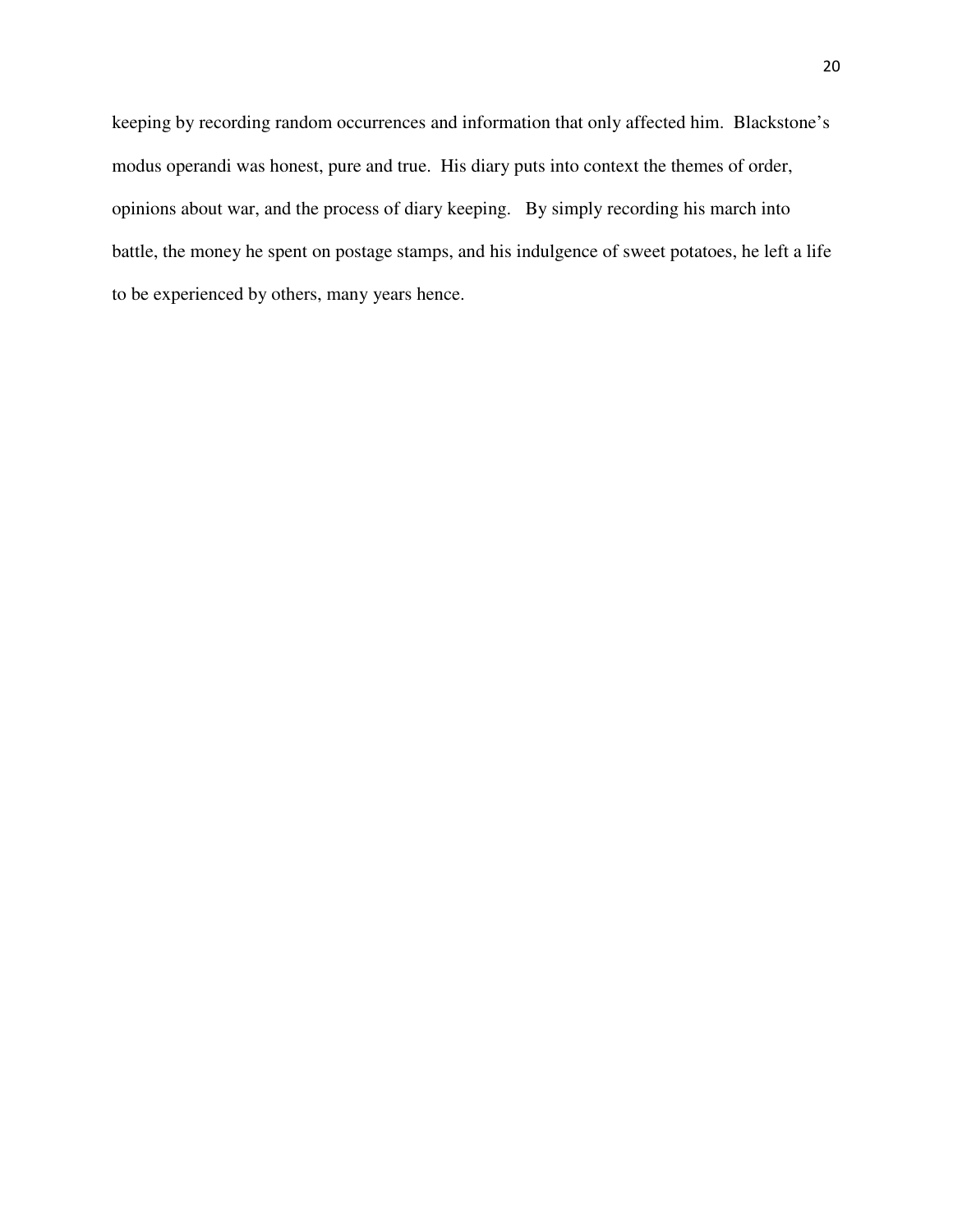keeping by recording random occurrences and information that only affected him. Blackstone's modus operandi was honest, pure and true. His diary puts into context the themes of order, opinions about war, and the process of diary keeping. By simply recording his march into battle, the money he spent on postage stamps, and his indulgence of sweet potatoes, he left a life to be experienced by others, many years hence.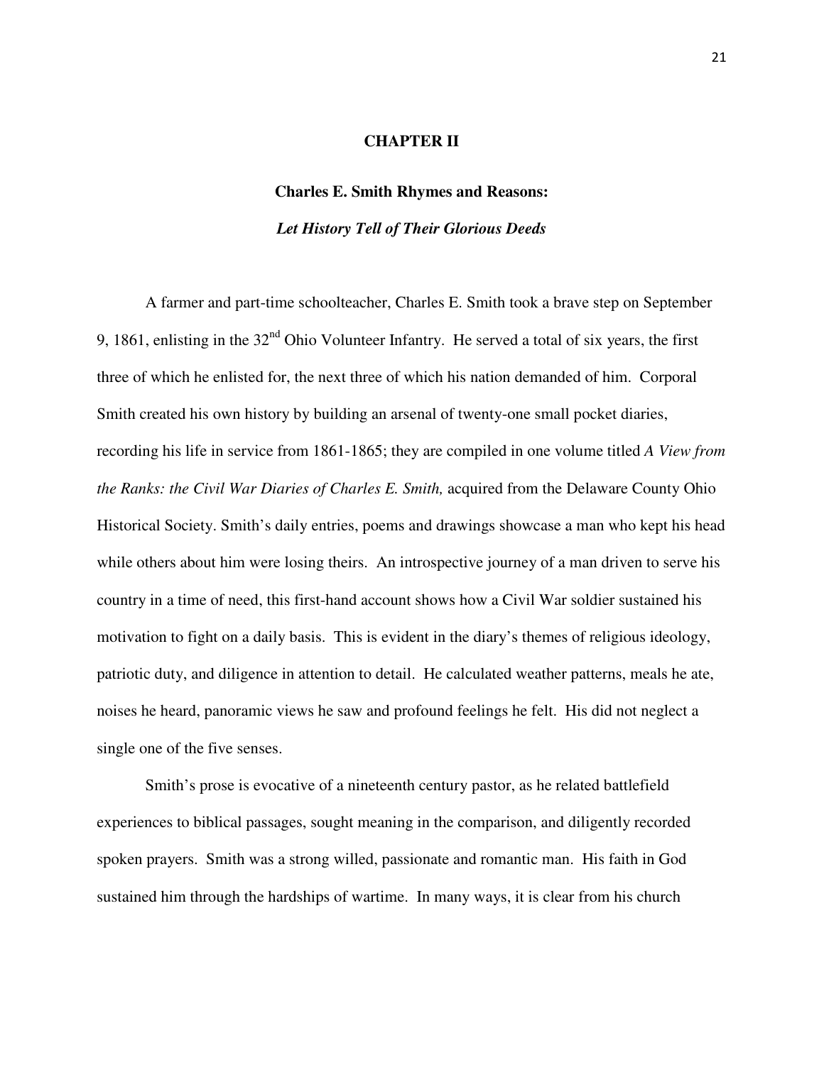# CHAPTER II

## Charles E. Smith Rhymes and Reasons:

### *Let History Tell of Their Glorious Deeds*

A farmer and part-time schoolteacher, Charles E. Smith took a brave step on September 9, 1861, enlisting in the $32^{nd}$ Ohio Volunteer Infantry. He served a total of six years, the first three of which he enlisted for, the next three of which his nation demanded of him. Corporal Smith created his own history by building an arsenal of twenty-one small pocket diaries, recording his life in service from 1861-1865; they are compiled in one volume titled *A View from the Ranks: the Civil War Diaries of Charles E. Smith,* acquired from the Delaware County Ohio Historical Society. Smith's daily entries, poems and drawings showcase a man who kept his head while others about him were losing theirs. An introspective journey of a man driven to serve his country in a time of need, this first-hand account shows how a Civil War soldier sustained his motivation to fight on a daily basis. This is evident in the diary's themes of religious ideology, patriotic duty, and diligence in attention to detail. He calculated weather patterns, meals he ate, noises he heard, panoramic views he saw and profound feelings he felt. His did not neglect a single one of the five senses.

Smith's prose is evocative of a nineteenth century pastor, as he related battlefield experiences to biblical passages, sought meaning in the comparison, and diligently recorded spoken prayers. Smith was a strong willed, passionate and romantic man. His faith in God sustained him through the hardships of wartime. In many ways, it is clear from his church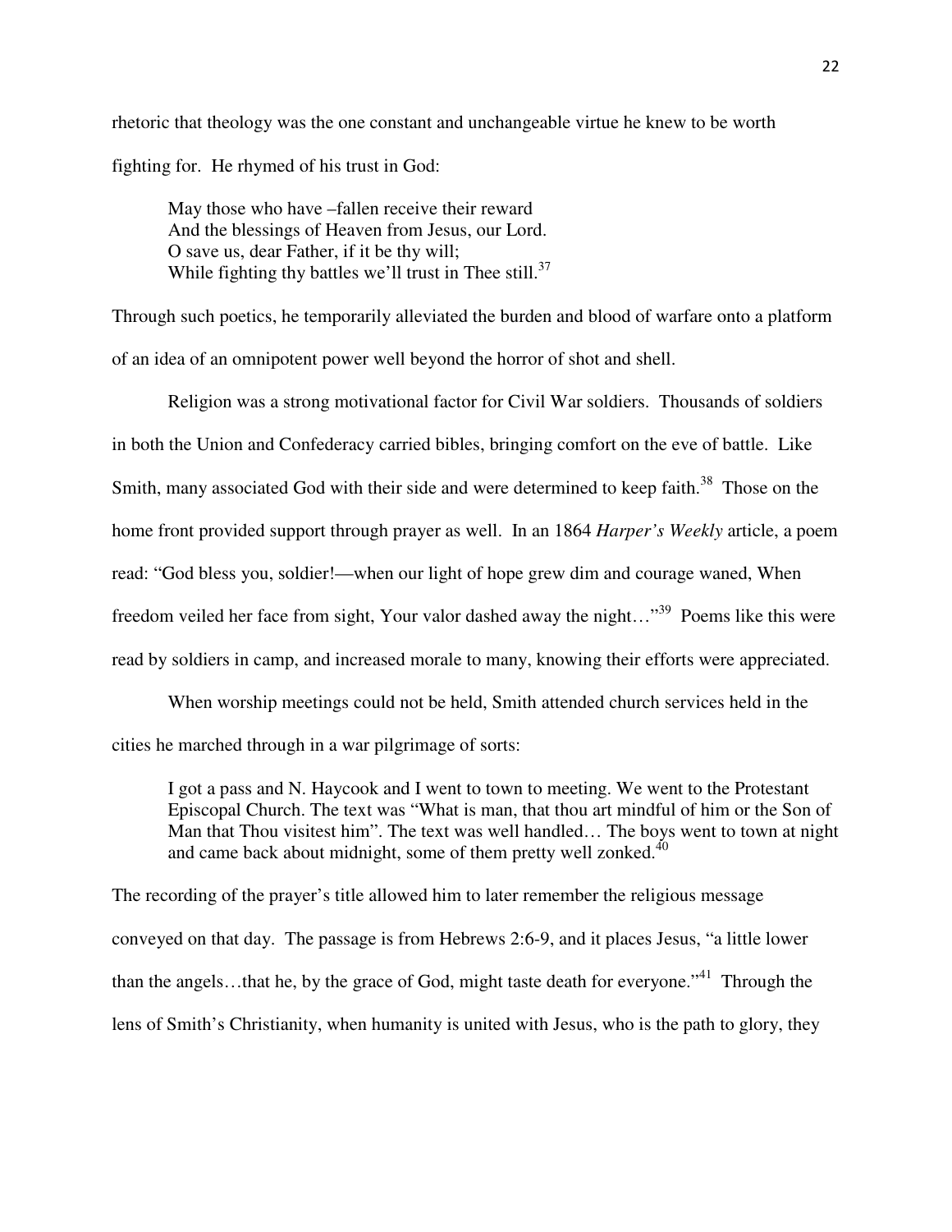rhetoric that theology was the one constant and unchangeable virtue he knew to be worth fighting for. He rhymed of his trust in God:

> May those who have –fallen receive their reward
> And the blessings of Heaven from Jesus, our Lord.
> O save us, dear Father, if it be thy will;
> While fighting thy battles we'll trust in Thee still.[37]

Through such poetics, he temporarily alleviated the burden and blood of warfare onto a platform of an idea of an omnipotent power well beyond the horror of shot and shell.

Religion was a strong motivational factor for Civil War soldiers. Thousands of soldiers in both the Union and Confederacy carried bibles, bringing comfort on the eve of battle. Like Smith, many associated God with their side and were determined to keep faith.[38] Those on the home front provided support through prayer as well. In an 1864 *Harper's Weekly* article, a poem read: "God bless you, soldier!—when our light of hope grew dim and courage waned, When freedom veiled her face from sight, Your valor dashed away the night…"[39] Poems like this were read by soldiers in camp, and increased morale to many, knowing their efforts were appreciated.

When worship meetings could not be held, Smith attended church services held in the cities he marched through in a war pilgrimage of sorts:

> I got a pass and N. Haycook and I went to town to meeting. We went to the Protestant Episcopal Church. The text was "What is man, that thou art mindful of him or the Son of Man that Thou visitest him". The text was well handled… The boys went to town at night and came back about midnight, some of them pretty well zonked.[40]

The recording of the prayer's title allowed him to later remember the religious message conveyed on that day. The passage is from Hebrews 2:6-9, and it places Jesus, "a little lower than the angels…that he, by the grace of God, might taste death for everyone."[41] Through the lens of Smith's Christianity, when humanity is united with Jesus, who is the path to glory, they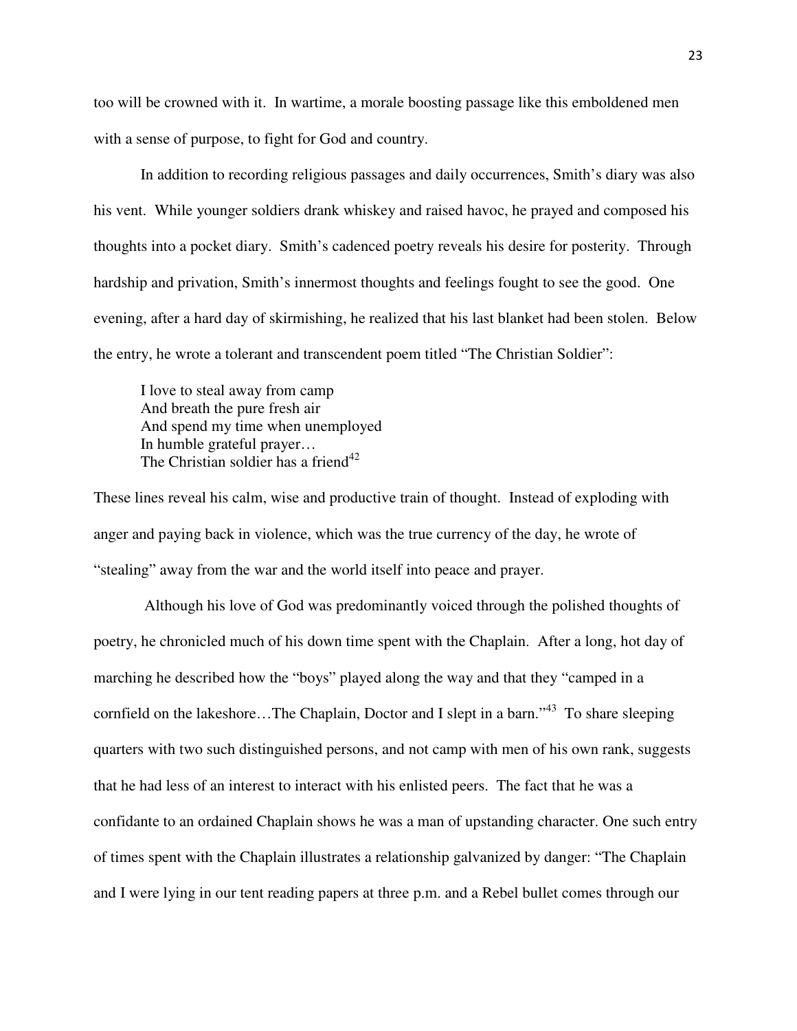too will be crowned with it. In wartime, a morale boosting passage like this emboldened men with a sense of purpose, to fight for God and country.

In addition to recording religious passages and daily occurrences, Smith's diary was also his vent. While younger soldiers drank whiskey and raised havoc, he prayed and composed his thoughts into a pocket diary. Smith's cadenced poetry reveals his desire for posterity. Through hardship and privation, Smith's innermost thoughts and feelings fought to see the good. One evening, after a hard day of skirmishing, he realized that his last blanket had been stolen. Below the entry, he wrote a tolerant and transcendent poem titled "The Christian Soldier":

> I love to steal away from camp  
> And breath the pure fresh air  
> And spend my time when unemployed  
> In humble grateful prayer…  
> The Christian soldier has a friend[42]

These lines reveal his calm, wise and productive train of thought. Instead of exploding with anger and paying back in violence, which was the true currency of the day, he wrote of "stealing" away from the war and the world itself into peace and prayer.

Although his love of God was predominantly voiced through the polished thoughts of poetry, he chronicled much of his down time spent with the Chaplain. After a long, hot day of marching he described how the "boys" played along the way and that they "camped in a cornfield on the lakeshore…The Chaplain, Doctor and I slept in a barn."[43] To share sleeping quarters with two such distinguished persons, and not camp with men of his own rank, suggests that he had less of an interest to interact with his enlisted peers. The fact that he was a confidante to an ordained Chaplain shows he was a man of upstanding character. One such entry of times spent with the Chaplain illustrates a relationship galvanized by danger: "The Chaplain and I were lying in our tent reading papers at three p.m. and a Rebel bullet comes through our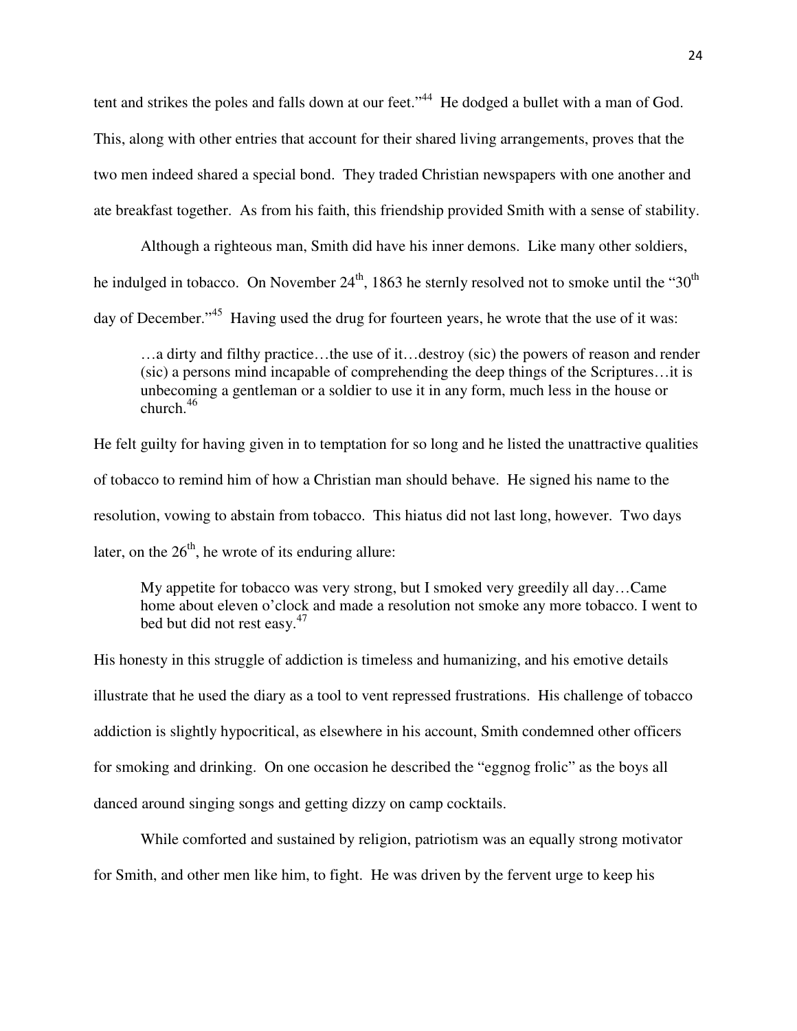tent and strikes the poles and falls down at our feet."[44] He dodged a bullet with a man of God. This, along with other entries that account for their shared living arrangements, proves that the two men indeed shared a special bond. They traded Christian newspapers with one another and ate breakfast together. As from his faith, this friendship provided Smith with a sense of stability.

Although a righteous man, Smith did have his inner demons. Like many other soldiers, he indulged in tobacco. On November 24th, 1863 he sternly resolved not to smoke until the "30th day of December."[45] Having used the drug for fourteen years, he wrote that the use of it was:

> …a dirty and filthy practice…the use of it…destroy (sic) the powers of reason and render (sic) a persons mind incapable of comprehending the deep things of the Scriptures…it is unbecoming a gentleman or a soldier to use it in any form, much less in the house or church.[46]

He felt guilty for having given in to temptation for so long and he listed the unattractive qualities of tobacco to remind him of how a Christian man should behave. He signed his name to the resolution, vowing to abstain from tobacco. This hiatus did not last long, however. Two days later, on the 26th, he wrote of its enduring allure:

> My appetite for tobacco was very strong, but I smoked very greedily all day…Came home about eleven o'clock and made a resolution not smoke any more tobacco. I went to bed but did not rest easy.[47]

His honesty in this struggle of addiction is timeless and humanizing, and his emotive details illustrate that he used the diary as a tool to vent repressed frustrations. His challenge of tobacco addiction is slightly hypocritical, as elsewhere in his account, Smith condemned other officers for smoking and drinking. On one occasion he described the "eggnog frolic" as the boys all danced around singing songs and getting dizzy on camp cocktails.

While comforted and sustained by religion, patriotism was an equally strong motivator for Smith, and other men like him, to fight. He was driven by the fervent urge to keep his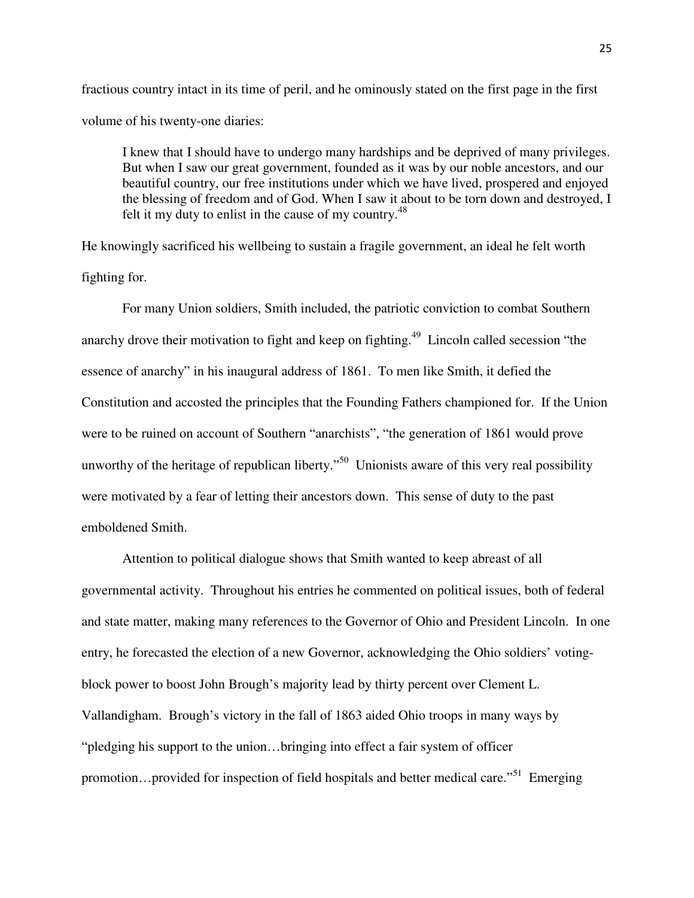fractious country intact in its time of peril, and he ominously stated on the first page in the first volume of his twenty-one diaries:

> I knew that I should have to undergo many hardships and be deprived of many privileges. But when I saw our great government, founded as it was by our noble ancestors, and our beautiful country, our free institutions under which we have lived, prospered and enjoyed the blessing of freedom and of God. When I saw it about to be torn down and destroyed, I felt it my duty to enlist in the cause of my country.[48]

He knowingly sacrificed his wellbeing to sustain a fragile government, an ideal he felt worth fighting for.

For many Union soldiers, Smith included, the patriotic conviction to combat Southern anarchy drove their motivation to fight and keep on fighting.[49] Lincoln called secession "the essence of anarchy" in his inaugural address of 1861. To men like Smith, it defied the Constitution and accosted the principles that the Founding Fathers championed for. If the Union were to be ruined on account of Southern "anarchists", "the generation of 1861 would prove unworthy of the heritage of republican liberty."[50] Unionists aware of this very real possibility were motivated by a fear of letting their ancestors down. This sense of duty to the past emboldened Smith.

Attention to political dialogue shows that Smith wanted to keep abreast of all governmental activity. Throughout his entries he commented on political issues, both of federal and state matter, making many references to the Governor of Ohio and President Lincoln. In one entry, he forecasted the election of a new Governor, acknowledging the Ohio soldiers' voting-block power to boost John Brough's majority lead by thirty percent over Clement L. Vallandigham. Brough's victory in the fall of 1863 aided Ohio troops in many ways by "pledging his support to the union…bringing into effect a fair system of officer promotion…provided for inspection of field hospitals and better medical care."[51] Emerging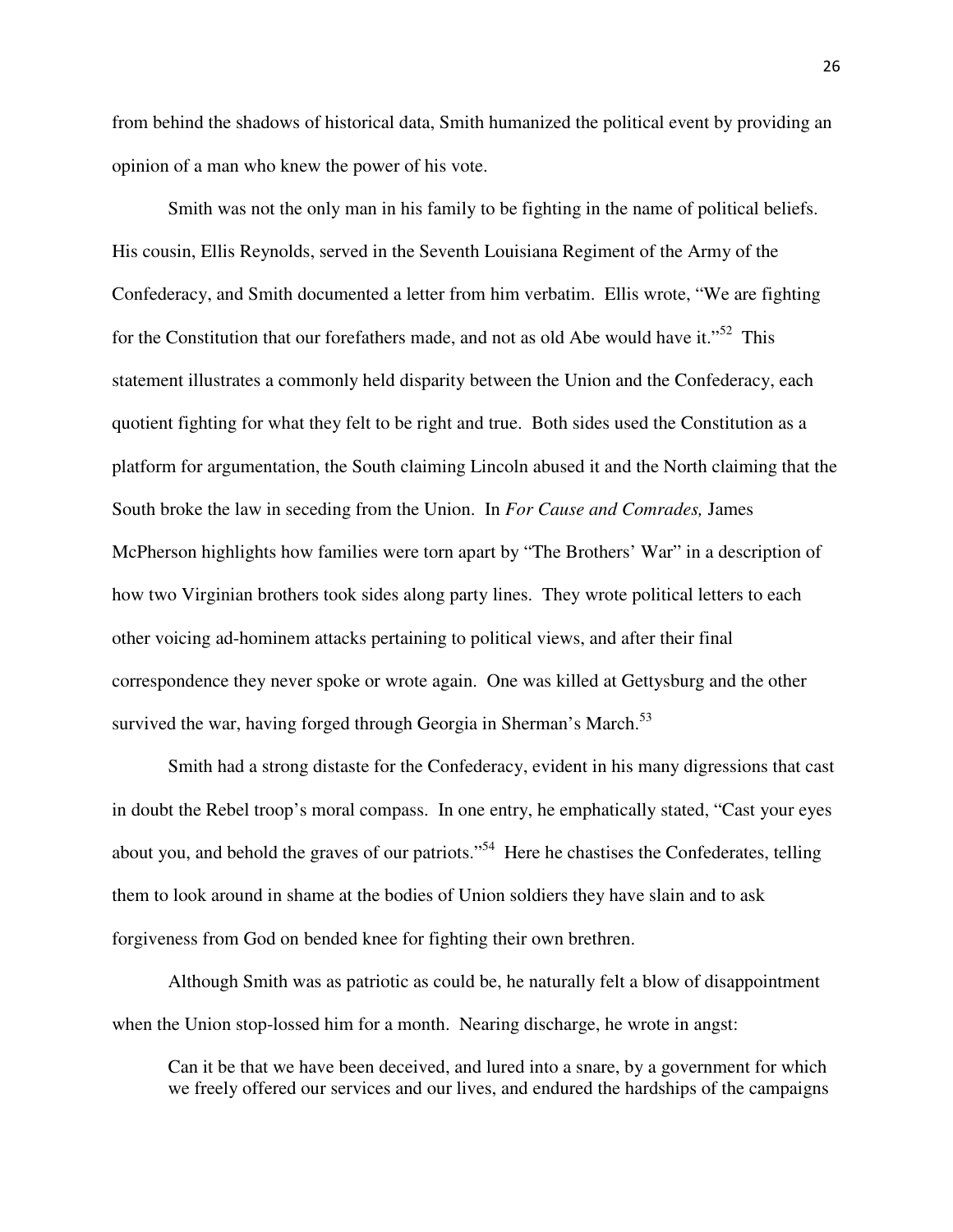from behind the shadows of historical data, Smith humanized the political event by providing an opinion of a man who knew the power of his vote.

Smith was not the only man in his family to be fighting in the name of political beliefs. His cousin, Ellis Reynolds, served in the Seventh Louisiana Regiment of the Army of the Confederacy, and Smith documented a letter from him verbatim. Ellis wrote, "We are fighting for the Constitution that our forefathers made, and not as old Abe would have it."[52] This statement illustrates a commonly held disparity between the Union and the Confederacy, each quotient fighting for what they felt to be right and true. Both sides used the Constitution as a platform for argumentation, the South claiming Lincoln abused it and the North claiming that the South broke the law in seceding from the Union. In *For Cause and Comrades,* James McPherson highlights how families were torn apart by "The Brothers' War" in a description of how two Virginian brothers took sides along party lines. They wrote political letters to each other voicing ad-hominem attacks pertaining to political views, and after their final correspondence they never spoke or wrote again. One was killed at Gettysburg and the other survived the war, having forged through Georgia in Sherman's March.[53]

Smith had a strong distaste for the Confederacy, evident in his many digressions that cast in doubt the Rebel troop's moral compass. In one entry, he emphatically stated, "Cast your eyes about you, and behold the graves of our patriots."[54] Here he chastises the Confederates, telling them to look around in shame at the bodies of Union soldiers they have slain and to ask forgiveness from God on bended knee for fighting their own brethren.

Although Smith was as patriotic as could be, he naturally felt a blow of disappointment when the Union stop-lossed him for a month. Nearing discharge, he wrote in angst:

> Can it be that we have been deceived, and lured into a snare, by a government for which we freely offered our services and our lives, and endured the hardships of the campaigns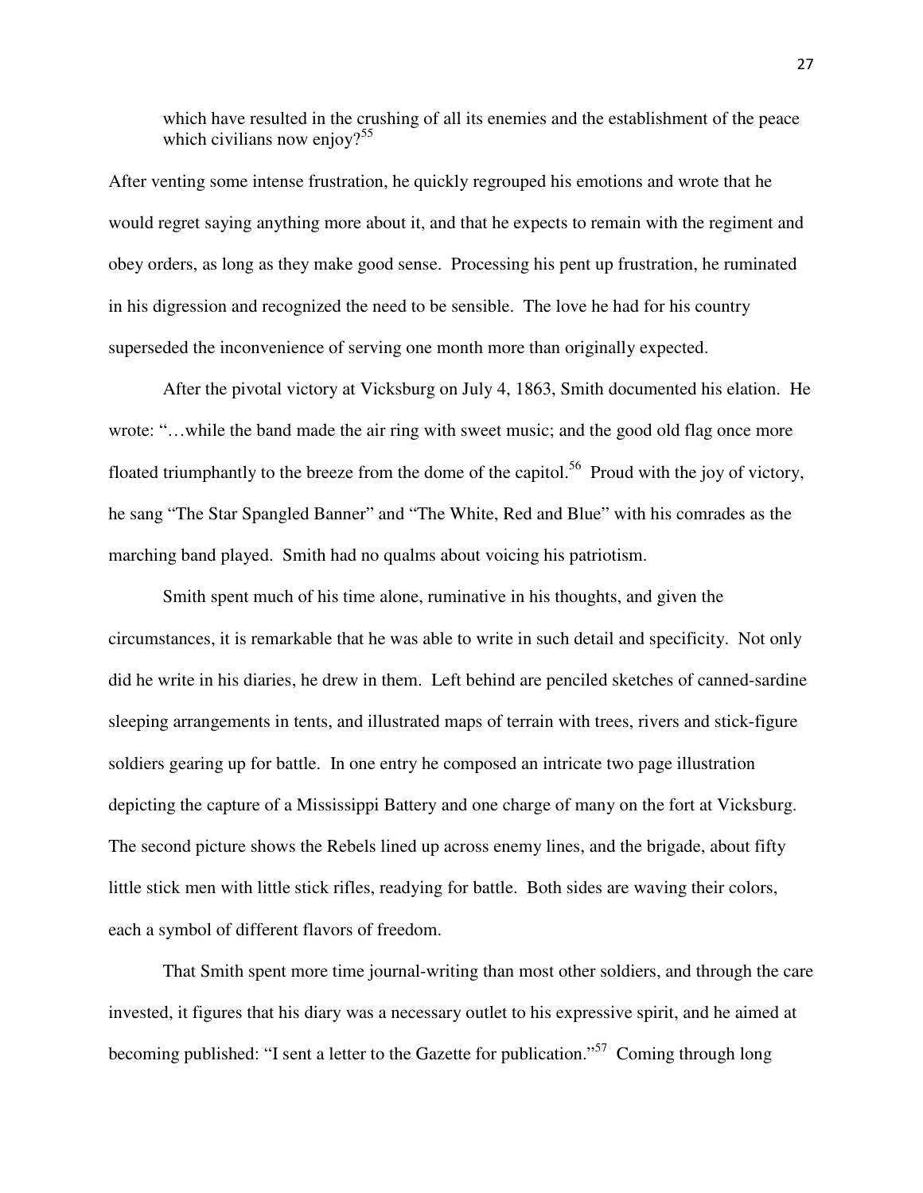> which have resulted in the crushing of all its enemies and the establishment of the peace which civilians now enjoy?[55]

After venting some intense frustration, he quickly regrouped his emotions and wrote that he would regret saying anything more about it, and that he expects to remain with the regiment and obey orders, as long as they make good sense. Processing his pent up frustration, he ruminated in his digression and recognized the need to be sensible. The love he had for his country superseded the inconvenience of serving one month more than originally expected.

After the pivotal victory at Vicksburg on July 4, 1863, Smith documented his elation. He wrote: "…while the band made the air ring with sweet music; and the good old flag once more floated triumphantly to the breeze from the dome of the capitol.[56] Proud with the joy of victory, he sang "The Star Spangled Banner" and "The White, Red and Blue" with his comrades as the marching band played. Smith had no qualms about voicing his patriotism.

Smith spent much of his time alone, ruminative in his thoughts, and given the circumstances, it is remarkable that he was able to write in such detail and specificity. Not only did he write in his diaries, he drew in them. Left behind are penciled sketches of canned-sardine sleeping arrangements in tents, and illustrated maps of terrain with trees, rivers and stick-figure soldiers gearing up for battle. In one entry he composed an intricate two page illustration depicting the capture of a Mississippi Battery and one charge of many on the fort at Vicksburg. The second picture shows the Rebels lined up across enemy lines, and the brigade, about fifty little stick men with little stick rifles, readying for battle. Both sides are waving their colors, each a symbol of different flavors of freedom.

That Smith spent more time journal-writing than most other soldiers, and through the care invested, it figures that his diary was a necessary outlet to his expressive spirit, and he aimed at becoming published: "I sent a letter to the Gazette for publication."[57] Coming through long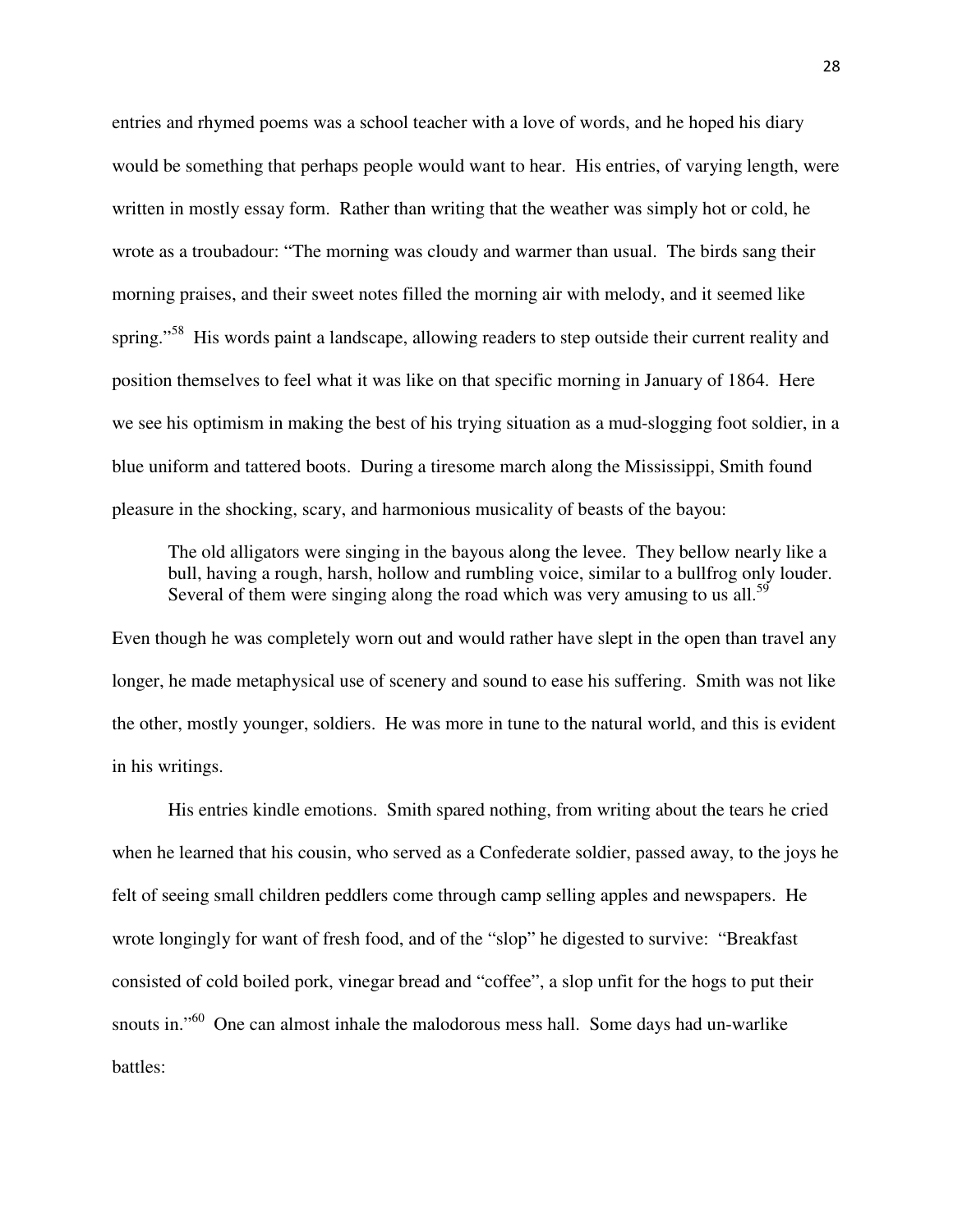entries and rhymed poems was a school teacher with a love of words, and he hoped his diary would be something that perhaps people would want to hear. His entries, of varying length, were written in mostly essay form. Rather than writing that the weather was simply hot or cold, he wrote as a troubadour: "The morning was cloudy and warmer than usual. The birds sang their morning praises, and their sweet notes filled the morning air with melody, and it seemed like spring."[58] His words paint a landscape, allowing readers to step outside their current reality and position themselves to feel what it was like on that specific morning in January of 1864. Here we see his optimism in making the best of his trying situation as a mud-slogging foot soldier, in a blue uniform and tattered boots. During a tiresome march along the Mississippi, Smith found pleasure in the shocking, scary, and harmonious musicality of beasts of the bayou:

> The old alligators were singing in the bayous along the levee. They bellow nearly like a bull, having a rough, harsh, hollow and rumbling voice, similar to a bullfrog only louder. Several of them were singing along the road which was very amusing to us all.[59]

Even though he was completely worn out and would rather have slept in the open than travel any longer, he made metaphysical use of scenery and sound to ease his suffering. Smith was not like the other, mostly younger, soldiers. He was more in tune to the natural world, and this is evident in his writings.

His entries kindle emotions. Smith spared nothing, from writing about the tears he cried when he learned that his cousin, who served as a Confederate soldier, passed away, to the joys he felt of seeing small children peddlers come through camp selling apples and newspapers. He wrote longingly for want of fresh food, and of the "slop" he digested to survive: "Breakfast consisted of cold boiled pork, vinegar bread and "coffee", a slop unfit for the hogs to put their snouts in."[60] One can almost inhale the malodorous mess hall. Some days had un-warlike battles: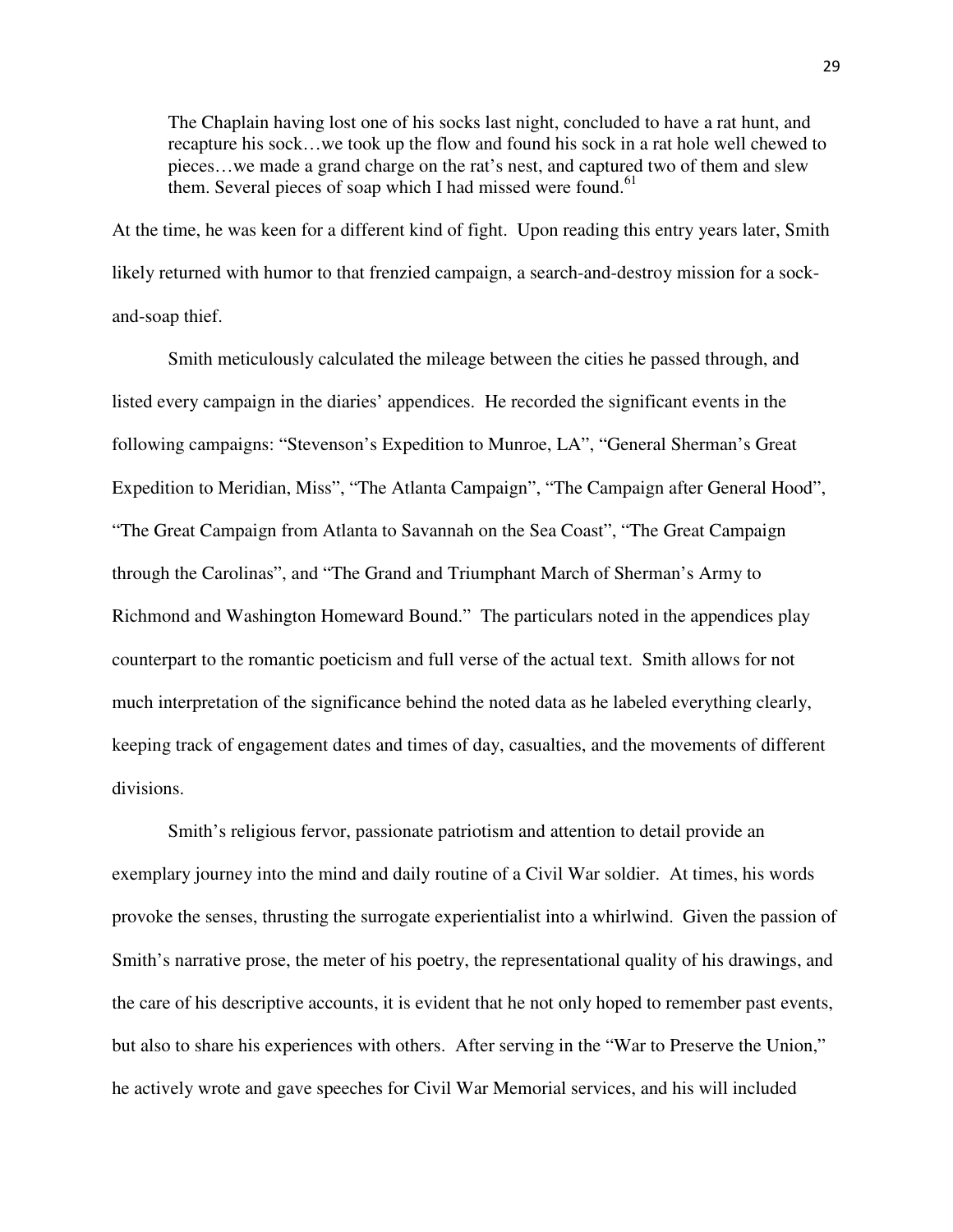> The Chaplain having lost one of his socks last night, concluded to have a rat hunt, and recapture his sock…we took up the flow and found his sock in a rat hole well chewed to pieces…we made a grand charge on the rat's nest, and captured two of them and slew them. Several pieces of soap which I had missed were found.[61]

At the time, he was keen for a different kind of fight. Upon reading this entry years later, Smith likely returned with humor to that frenzied campaign, a search-and-destroy mission for a sock-and-soap thief.

Smith meticulously calculated the mileage between the cities he passed through, and listed every campaign in the diaries' appendices. He recorded the significant events in the following campaigns: "Stevenson's Expedition to Munroe, LA", "General Sherman's Great Expedition to Meridian, Miss", "The Atlanta Campaign", "The Campaign after General Hood", "The Great Campaign from Atlanta to Savannah on the Sea Coast", "The Great Campaign through the Carolinas", and "The Grand and Triumphant March of Sherman's Army to Richmond and Washington Homeward Bound." The particulars noted in the appendices play counterpart to the romantic poeticism and full verse of the actual text. Smith allows for not much interpretation of the significance behind the noted data as he labeled everything clearly, keeping track of engagement dates and times of day, casualties, and the movements of different divisions.

Smith's religious fervor, passionate patriotism and attention to detail provide an exemplary journey into the mind and daily routine of a Civil War soldier. At times, his words provoke the senses, thrusting the surrogate experientialist into a whirlwind. Given the passion of Smith's narrative prose, the meter of his poetry, the representational quality of his drawings, and the care of his descriptive accounts, it is evident that he not only hoped to remember past events, but also to share his experiences with others. After serving in the "War to Preserve the Union," he actively wrote and gave speeches for Civil War Memorial services, and his will included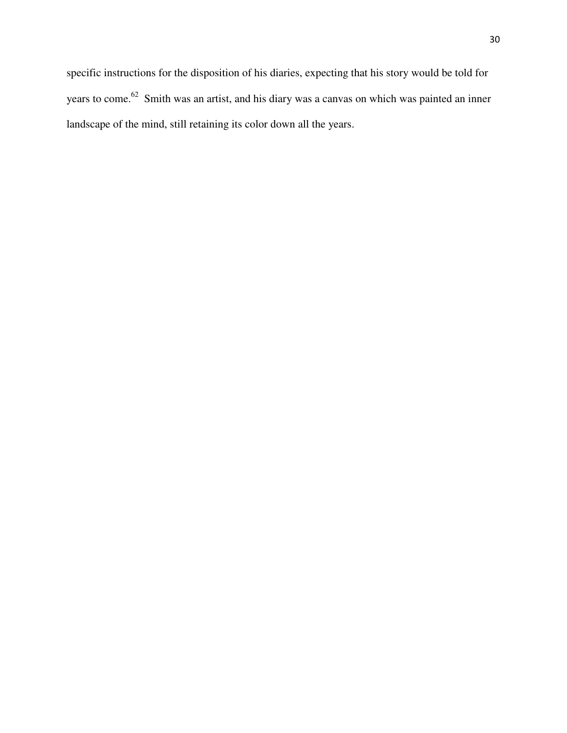specific instructions for the disposition of his diaries, expecting that his story would be told for years to come.[62] Smith was an artist, and his diary was a canvas on which was painted an inner landscape of the mind, still retaining its color down all the years.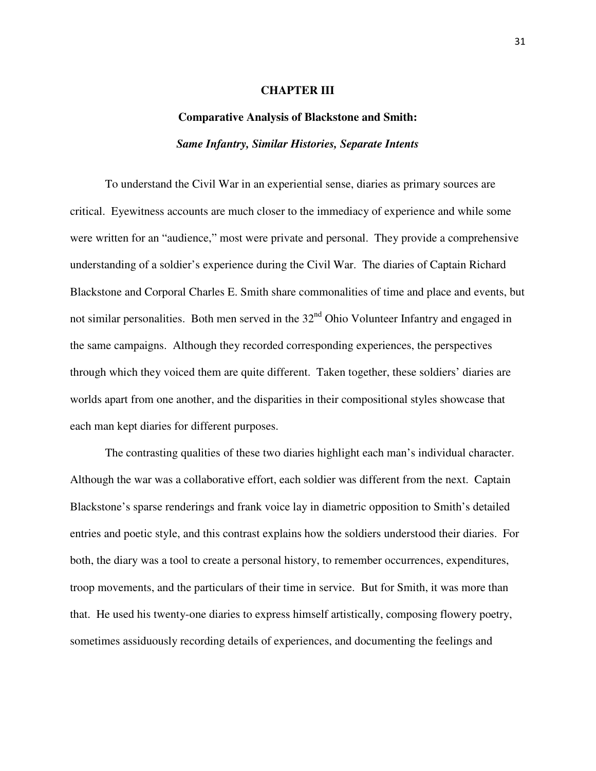# CHAPTER III

## Comparative Analysis of Blackstone and Smith:

### *Same Infantry, Similar Histories, Separate Intents*

To understand the Civil War in an experiential sense, diaries as primary sources are critical. Eyewitness accounts are much closer to the immediacy of experience and while some were written for an "audience," most were private and personal. They provide a comprehensive understanding of a soldier's experience during the Civil War. The diaries of Captain Richard Blackstone and Corporal Charles E. Smith share commonalities of time and place and events, but not similar personalities. Both men served in the 32nd Ohio Volunteer Infantry and engaged in the same campaigns. Although they recorded corresponding experiences, the perspectives through which they voiced them are quite different. Taken together, these soldiers' diaries are worlds apart from one another, and the disparities in their compositional styles showcase that each man kept diaries for different purposes.

The contrasting qualities of these two diaries highlight each man's individual character. Although the war was a collaborative effort, each soldier was different from the next. Captain Blackstone's sparse renderings and frank voice lay in diametric opposition to Smith's detailed entries and poetic style, and this contrast explains how the soldiers understood their diaries. For both, the diary was a tool to create a personal history, to remember occurrences, expenditures, troop movements, and the particulars of their time in service. But for Smith, it was more than that. He used his twenty-one diaries to express himself artistically, composing flowery poetry, sometimes assiduously recording details of experiences, and documenting the feelings and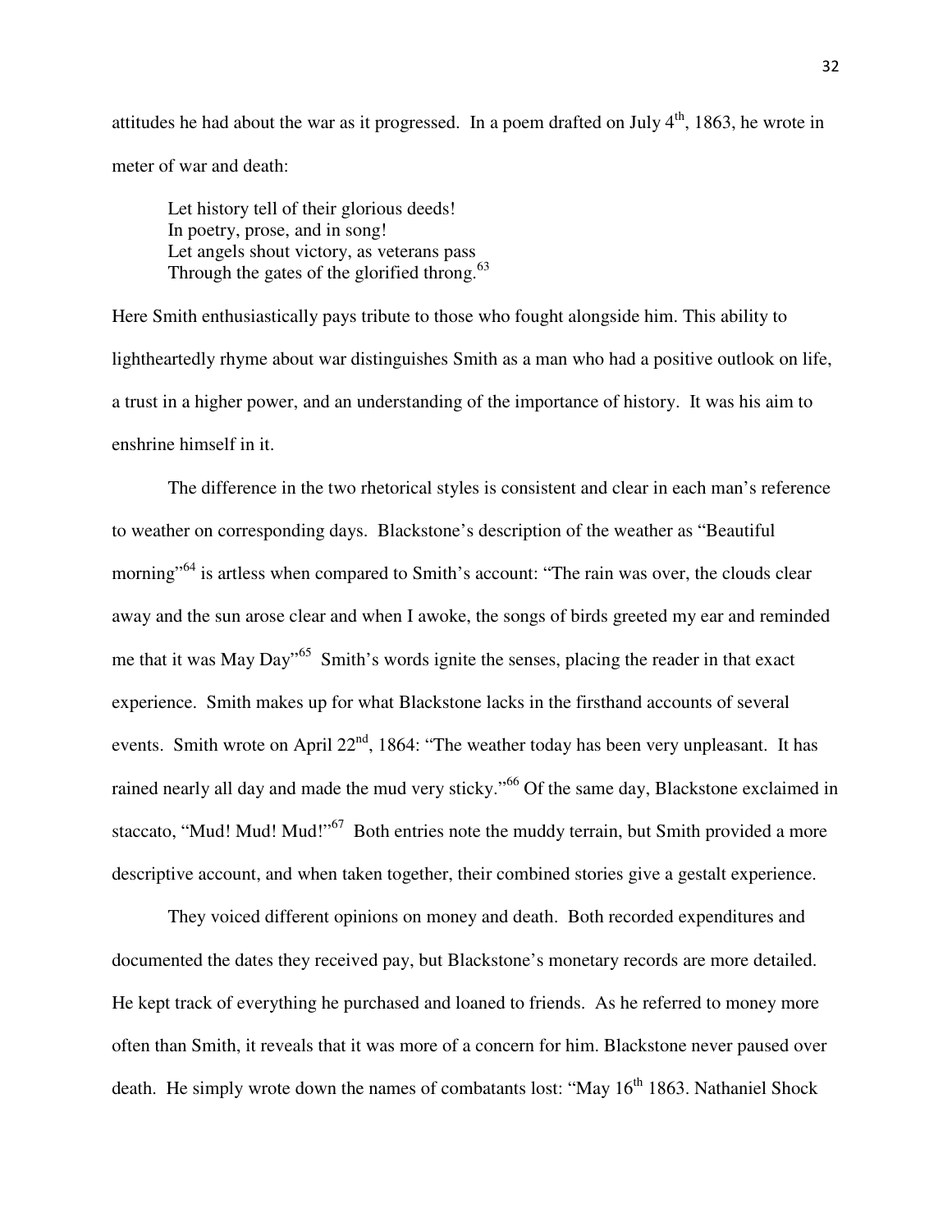attitudes he had about the war as it progressed. In a poem drafted on July 4th, 1863, he wrote in meter of war and death:

> Let history tell of their glorious deeds!  
> In poetry, prose, and in song!  
> Let angels shout victory, as veterans pass  
> Through the gates of the glorified throng.[63]

Here Smith enthusiastically pays tribute to those who fought alongside him. This ability to lightheartedly rhyme about war distinguishes Smith as a man who had a positive outlook on life, a trust in a higher power, and an understanding of the importance of history. It was his aim to enshrine himself in it.

The difference in the two rhetorical styles is consistent and clear in each man's reference to weather on corresponding days. Blackstone's description of the weather as "Beautiful morning"[64] is artless when compared to Smith's account: "The rain was over, the clouds clear away and the sun arose clear and when I awoke, the songs of birds greeted my ear and reminded me that it was May Day"[65] Smith's words ignite the senses, placing the reader in that exact experience. Smith makes up for what Blackstone lacks in the firsthand accounts of several events. Smith wrote on April 22nd, 1864: "The weather today has been very unpleasant. It has rained nearly all day and made the mud very sticky."[66] Of the same day, Blackstone exclaimed in staccato, "Mud! Mud! Mud!"[67] Both entries note the muddy terrain, but Smith provided a more descriptive account, and when taken together, their combined stories give a gestalt experience.

They voiced different opinions on money and death. Both recorded expenditures and documented the dates they received pay, but Blackstone's monetary records are more detailed. He kept track of everything he purchased and loaned to friends. As he referred to money more often than Smith, it reveals that it was more of a concern for him. Blackstone never paused over death. He simply wrote down the names of combatants lost: "May 16th 1863. Nathaniel Shock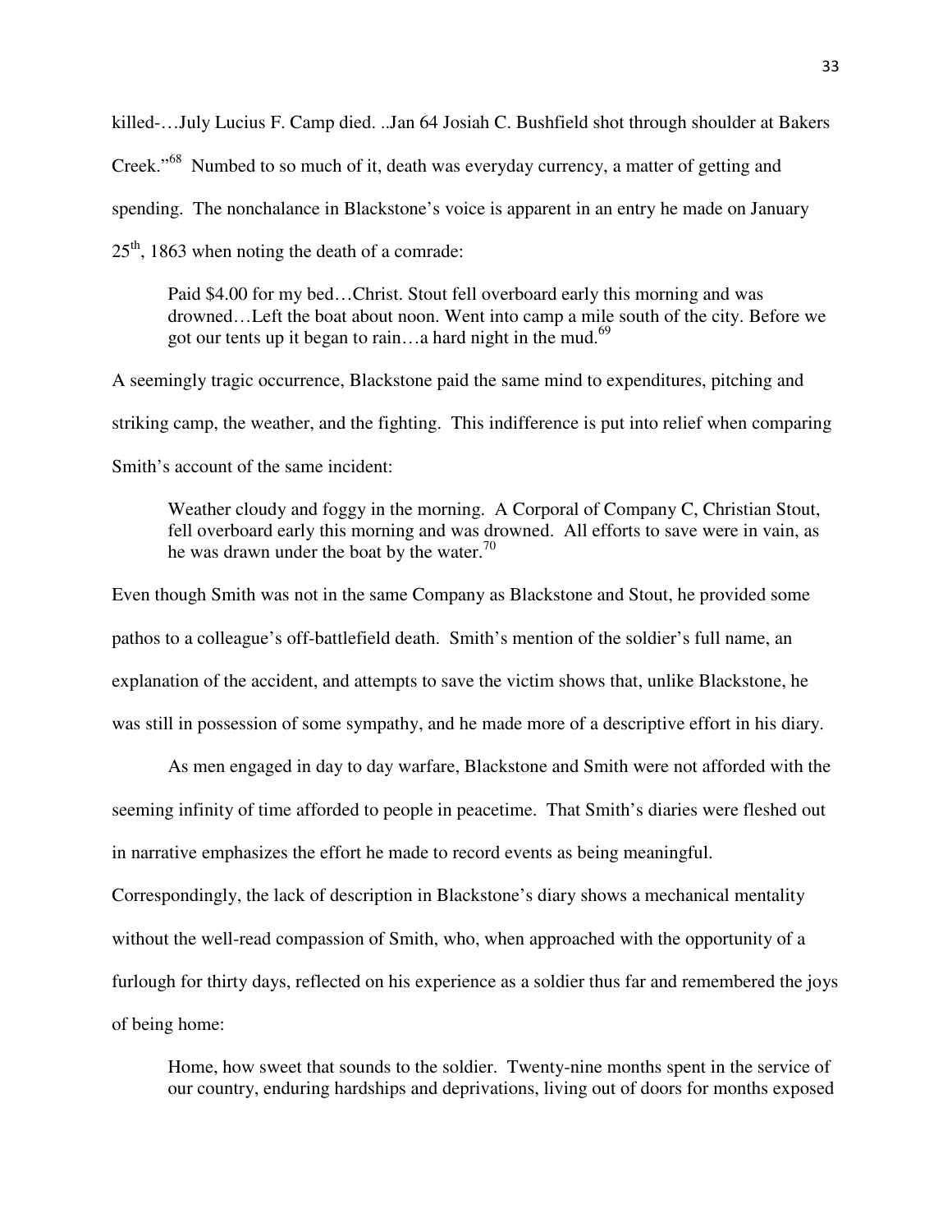killed-…July Lucius F. Camp died. ..Jan 64 Josiah C. Bushfield shot through shoulder at Bakers Creek."[68] Numbed to so much of it, death was everyday currency, a matter of getting and spending. The nonchalance in Blackstone's voice is apparent in an entry he made on January 25th, 1863 when noting the death of a comrade:

> Paid $4.00 for my bed…Christ. Stout fell overboard early this morning and was drowned…Left the boat about noon. Went into camp a mile south of the city. Before we got our tents up it began to rain…a hard night in the mud.[69]

A seemingly tragic occurrence, Blackstone paid the same mind to expenditures, pitching and striking camp, the weather, and the fighting. This indifference is put into relief when comparing Smith's account of the same incident:

> Weather cloudy and foggy in the morning. A Corporal of Company C, Christian Stout, fell overboard early this morning and was drowned. All efforts to save were in vain, as he was drawn under the boat by the water.[70]

Even though Smith was not in the same Company as Blackstone and Stout, he provided some pathos to a colleague's off-battlefield death. Smith's mention of the soldier's full name, an explanation of the accident, and attempts to save the victim shows that, unlike Blackstone, he was still in possession of some sympathy, and he made more of a descriptive effort in his diary.

As men engaged in day to day warfare, Blackstone and Smith were not afforded with the seeming infinity of time afforded to people in peacetime. That Smith's diaries were fleshed out in narrative emphasizes the effort he made to record events as being meaningful. Correspondingly, the lack of description in Blackstone's diary shows a mechanical mentality without the well-read compassion of Smith, who, when approached with the opportunity of a furlough for thirty days, reflected on his experience as a soldier thus far and remembered the joys of being home:

> Home, how sweet that sounds to the soldier. Twenty-nine months spent in the service of our country, enduring hardships and deprivations, living out of doors for months exposed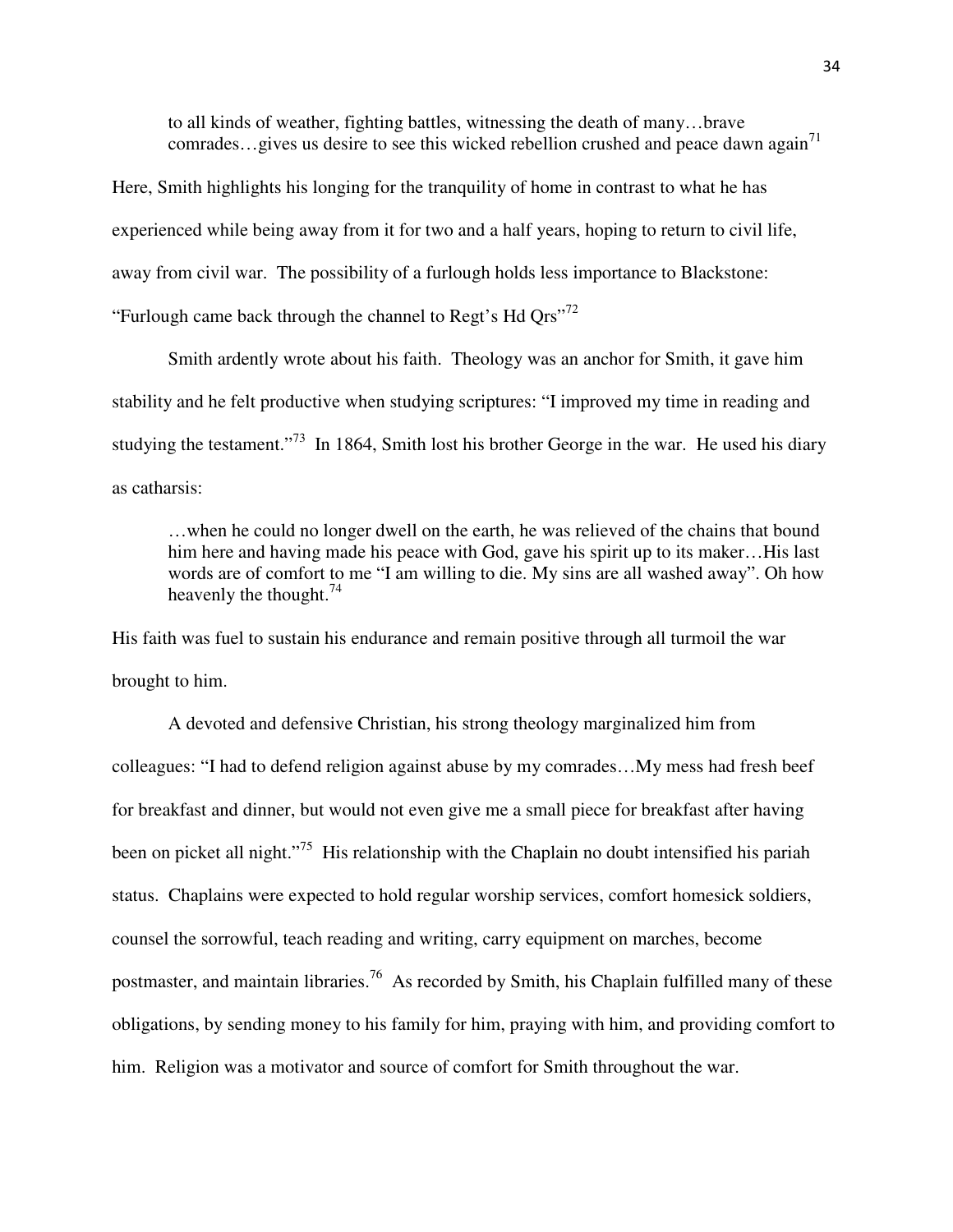> to all kinds of weather, fighting battles, witnessing the death of many…brave comrades…gives us desire to see this wicked rebellion crushed and peace dawn again[71]

Here, Smith highlights his longing for the tranquility of home in contrast to what he has experienced while being away from it for two and a half years, hoping to return to civil life, away from civil war. The possibility of a furlough holds less importance to Blackstone: "Furlough came back through the channel to Regt's Hd Qrs"[72]

Smith ardently wrote about his faith. Theology was an anchor for Smith, it gave him stability and he felt productive when studying scriptures: "I improved my time in reading and studying the testament."[73] In 1864, Smith lost his brother George in the war. He used his diary as catharsis:

> …when he could no longer dwell on the earth, he was relieved of the chains that bound him here and having made his peace with God, gave his spirit up to its maker…His last words are of comfort to me "I am willing to die. My sins are all washed away". Oh how heavenly the thought.[74]

His faith was fuel to sustain his endurance and remain positive through all turmoil the war brought to him.

A devoted and defensive Christian, his strong theology marginalized him from colleagues: "I had to defend religion against abuse by my comrades…My mess had fresh beef for breakfast and dinner, but would not even give me a small piece for breakfast after having been on picket all night."[75] His relationship with the Chaplain no doubt intensified his pariah status. Chaplains were expected to hold regular worship services, comfort homesick soldiers, counsel the sorrowful, teach reading and writing, carry equipment on marches, become postmaster, and maintain libraries.[76] As recorded by Smith, his Chaplain fulfilled many of these obligations, by sending money to his family for him, praying with him, and providing comfort to him. Religion was a motivator and source of comfort for Smith throughout the war.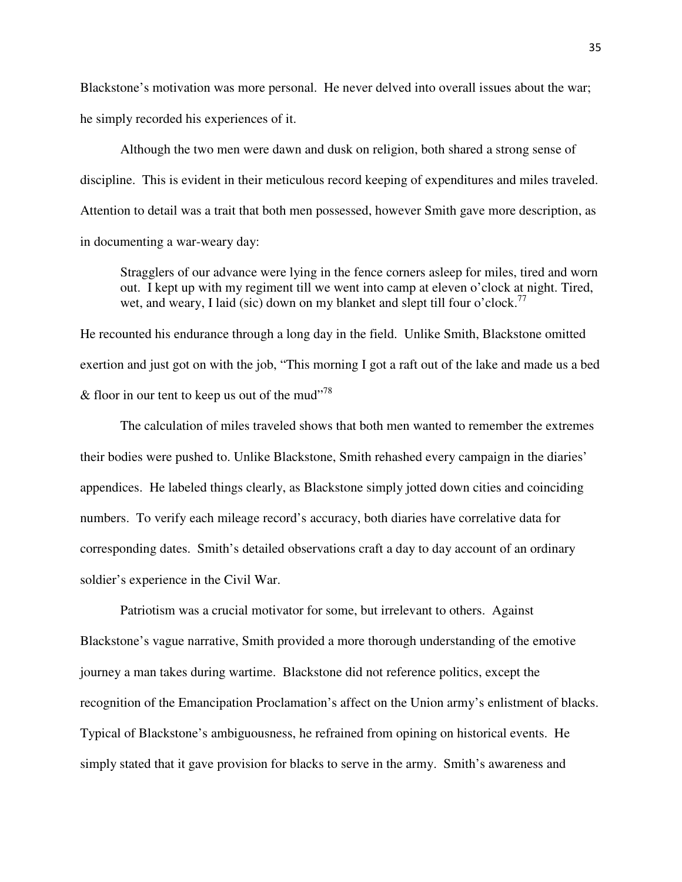Blackstone's motivation was more personal. He never delved into overall issues about the war; he simply recorded his experiences of it.

Although the two men were dawn and dusk on religion, both shared a strong sense of discipline. This is evident in their meticulous record keeping of expenditures and miles traveled. Attention to detail was a trait that both men possessed, however Smith gave more description, as in documenting a war-weary day:

> Stragglers of our advance were lying in the fence corners asleep for miles, tired and worn out. I kept up with my regiment till we went into camp at eleven o'clock at night. Tired, wet, and weary, I laid (sic) down on my blanket and slept till four o'clock.[77]

He recounted his endurance through a long day in the field. Unlike Smith, Blackstone omitted exertion and just got on with the job, "This morning I got a raft out of the lake and made us a bed & floor in our tent to keep us out of the mud"[78]

The calculation of miles traveled shows that both men wanted to remember the extremes their bodies were pushed to. Unlike Blackstone, Smith rehashed every campaign in the diaries' appendices. He labeled things clearly, as Blackstone simply jotted down cities and coinciding numbers. To verify each mileage record's accuracy, both diaries have correlative data for corresponding dates. Smith's detailed observations craft a day to day account of an ordinary soldier's experience in the Civil War.

Patriotism was a crucial motivator for some, but irrelevant to others. Against Blackstone's vague narrative, Smith provided a more thorough understanding of the emotive journey a man takes during wartime. Blackstone did not reference politics, except the recognition of the Emancipation Proclamation's affect on the Union army's enlistment of blacks. Typical of Blackstone's ambiguousness, he refrained from opining on historical events. He simply stated that it gave provision for blacks to serve in the army. Smith's awareness and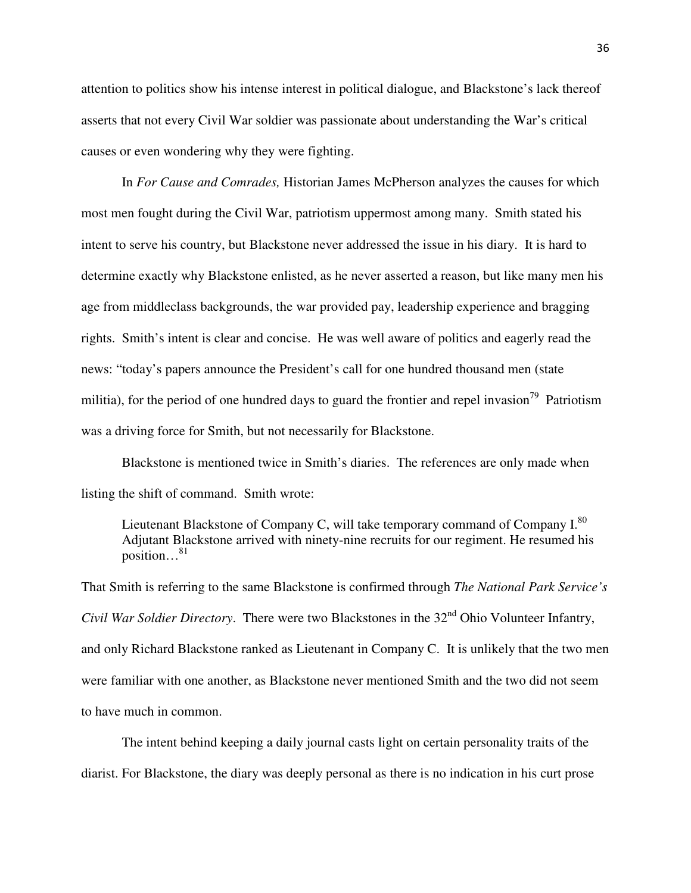attention to politics show his intense interest in political dialogue, and Blackstone's lack thereof asserts that not every Civil War soldier was passionate about understanding the War's critical causes or even wondering why they were fighting.

In *For Cause and Comrades,* Historian James McPherson analyzes the causes for which most men fought during the Civil War, patriotism uppermost among many. Smith stated his intent to serve his country, but Blackstone never addressed the issue in his diary. It is hard to determine exactly why Blackstone enlisted, as he never asserted a reason, but like many men his age from middleclass backgrounds, the war provided pay, leadership experience and bragging rights. Smith's intent is clear and concise. He was well aware of politics and eagerly read the news: "today's papers announce the President's call for one hundred thousand men (state militia), for the period of one hundred days to guard the frontier and repel invasion[79] Patriotism was a driving force for Smith, but not necessarily for Blackstone.

Blackstone is mentioned twice in Smith's diaries. The references are only made when listing the shift of command. Smith wrote:

> Lieutenant Blackstone of Company C, will take temporary command of Company I.[80] Adjutant Blackstone arrived with ninety-nine recruits for our regiment. He resumed his position…[81]

That Smith is referring to the same Blackstone is confirmed through *The National Park Service's Civil War Soldier Directory*. There were two Blackstones in the 32nd Ohio Volunteer Infantry, and only Richard Blackstone ranked as Lieutenant in Company C. It is unlikely that the two men were familiar with one another, as Blackstone never mentioned Smith and the two did not seem to have much in common.

The intent behind keeping a daily journal casts light on certain personality traits of the diarist. For Blackstone, the diary was deeply personal as there is no indication in his curt prose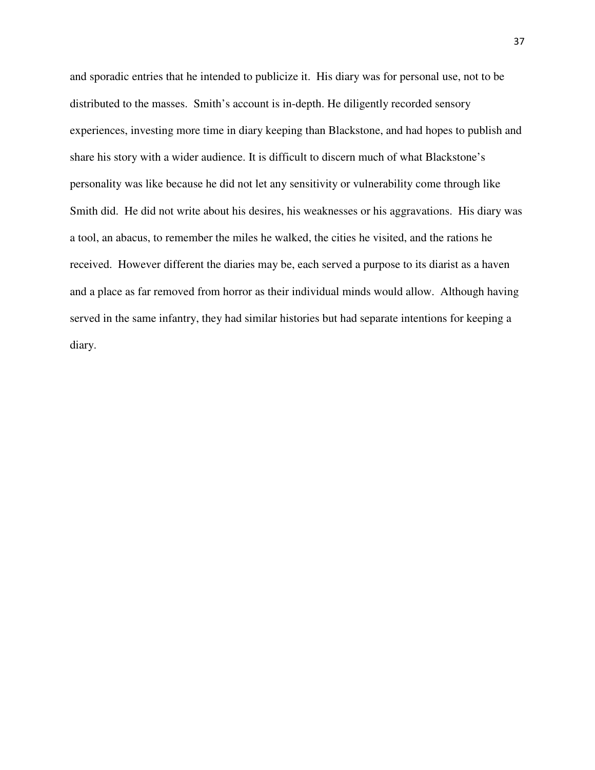and sporadic entries that he intended to publicize it. His diary was for personal use, not to be distributed to the masses. Smith's account is in-depth. He diligently recorded sensory experiences, investing more time in diary keeping than Blackstone, and had hopes to publish and share his story with a wider audience. It is difficult to discern much of what Blackstone's personality was like because he did not let any sensitivity or vulnerability come through like Smith did. He did not write about his desires, his weaknesses or his aggravations. His diary was a tool, an abacus, to remember the miles he walked, the cities he visited, and the rations he received. However different the diaries may be, each served a purpose to its diarist as a haven and a place as far removed from horror as their individual minds would allow. Although having served in the same infantry, they had similar histories but had separate intentions for keeping a diary.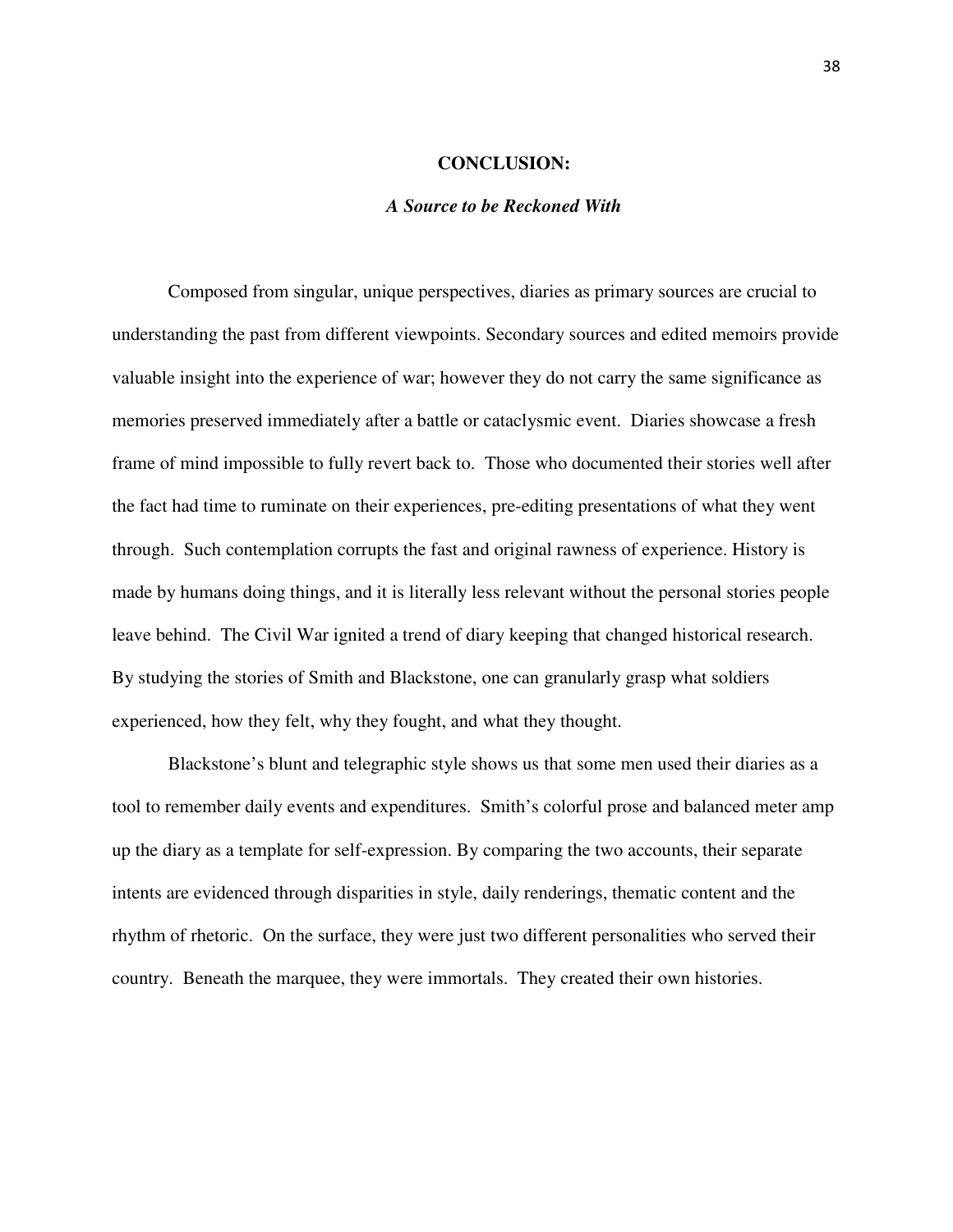# CONCLUSION:

## *A Source to be Reckoned With*

Composed from singular, unique perspectives, diaries as primary sources are crucial to understanding the past from different viewpoints. Secondary sources and edited memoirs provide valuable insight into the experience of war; however they do not carry the same significance as memories preserved immediately after a battle or cataclysmic event. Diaries showcase a fresh frame of mind impossible to fully revert back to. Those who documented their stories well after the fact had time to ruminate on their experiences, pre-editing presentations of what they went through. Such contemplation corrupts the fast and original rawness of experience. History is made by humans doing things, and it is literally less relevant without the personal stories people leave behind. The Civil War ignited a trend of diary keeping that changed historical research. By studying the stories of Smith and Blackstone, one can granularly grasp what soldiers experienced, how they felt, why they fought, and what they thought.

Blackstone's blunt and telegraphic style shows us that some men used their diaries as a tool to remember daily events and expenditures. Smith's colorful prose and balanced meter amp up the diary as a template for self-expression. By comparing the two accounts, their separate intents are evidenced through disparities in style, daily renderings, thematic content and the rhythm of rhetoric. On the surface, they were just two different personalities who served their country. Beneath the marquee, they were immortals. They created their own histories.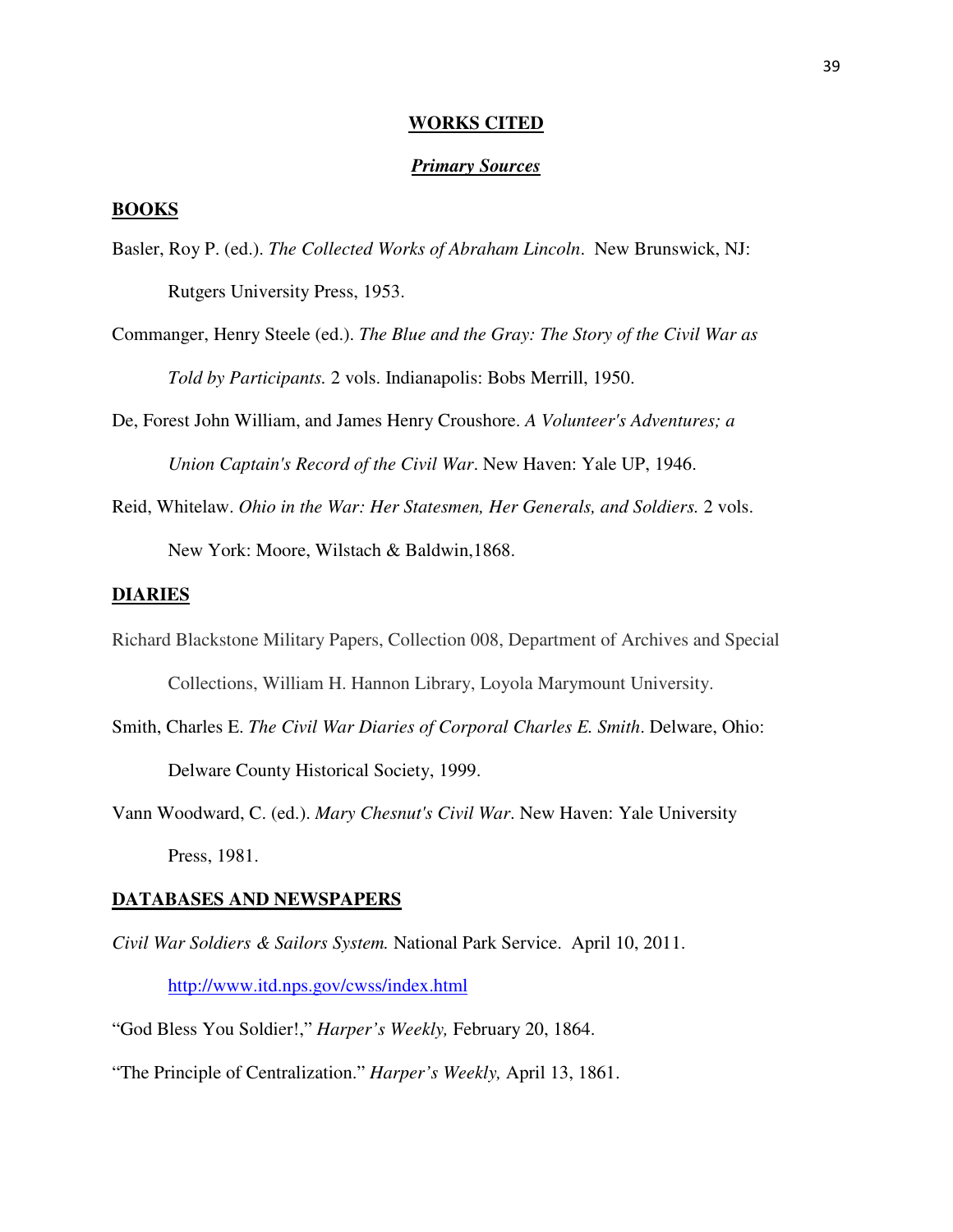# WORKS CITED

## *Primary Sources*

### BOOKS

Basler, Roy P. (ed.). *The Collected Works of Abraham Lincoln*. New Brunswick, NJ: Rutgers University Press, 1953.

Commanger, Henry Steele (ed.). *The Blue and the Gray: The Story of the Civil War as Told by Participants.* 2 vols. Indianapolis: Bobs Merrill, 1950.

De, Forest John William, and James Henry Croushore. *A Volunteer's Adventures; a Union Captain's Record of the Civil War*. New Haven: Yale UP, 1946.

Reid, Whitelaw. *Ohio in the War: Her Statesmen, Her Generals, and Soldiers.* 2 vols. New York: Moore, Wilstach & Baldwin,1868.

### DIARIES

Richard Blackstone Military Papers, Collection 008, Department of Archives and Special Collections, William H. Hannon Library, Loyola Marymount University.

Smith, Charles E. *The Civil War Diaries of Corporal Charles E. Smith*. Delware, Ohio: Delware County Historical Society, 1999.

Vann Woodward, C. (ed.). *Mary Chesnut's Civil War*. New Haven: Yale University Press, 1981.

### DATABASES AND NEWSPAPERS

*Civil War Soldiers & Sailors System.* National Park Service. April 10, 2011. http://www.itd.nps.gov/cwss/index.html

"God Bless You Soldier!," *Harper's Weekly,* February 20, 1864.

"The Principle of Centralization." *Harper's Weekly,* April 13, 1861.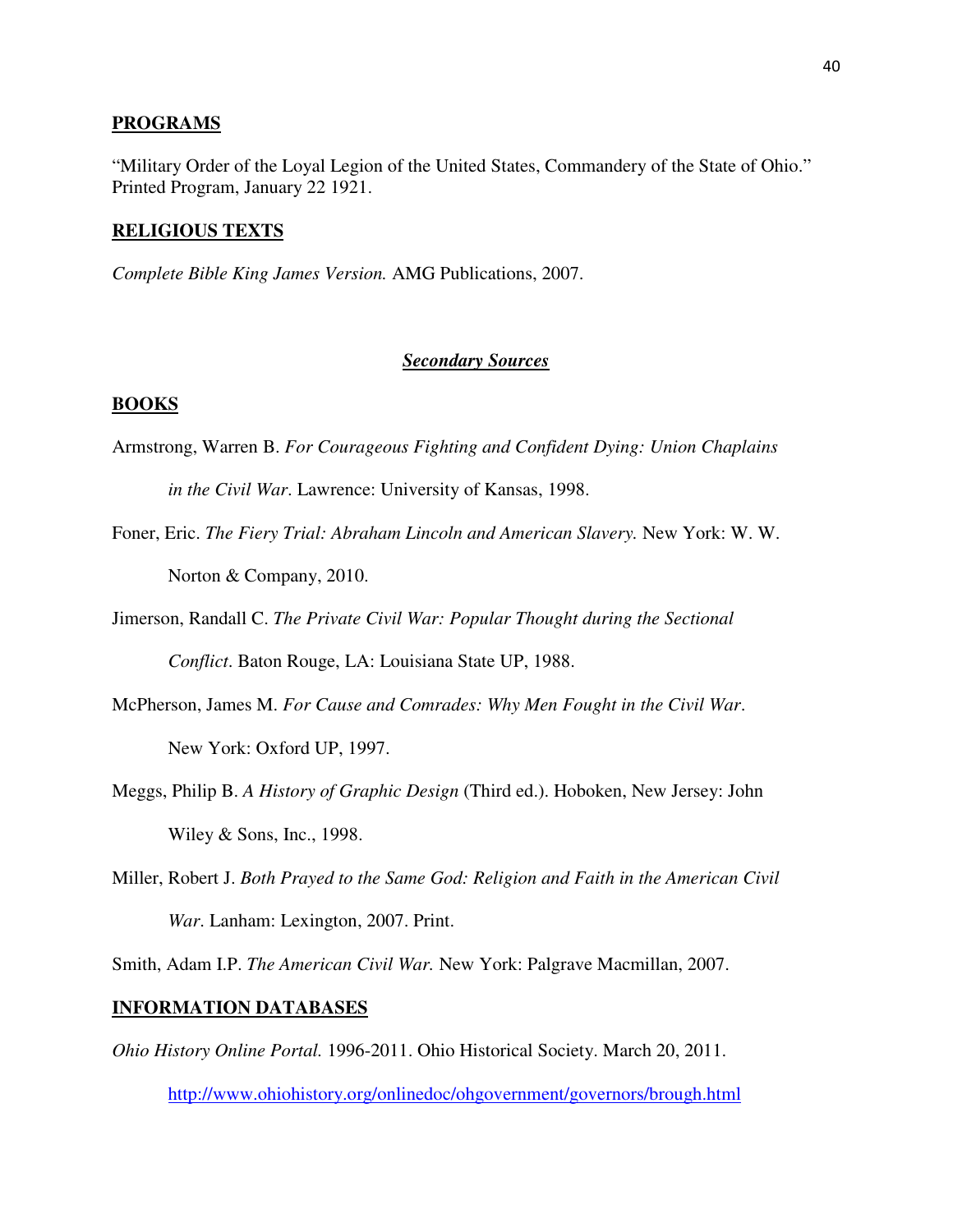**PROGRAMS**

"Military Order of the Loyal Legion of the United States, Commandery of the State of Ohio." Printed Program, January 22 1921.

**RELIGIOUS TEXTS**

*Complete Bible King James Version.* AMG Publications, 2007.

## ***Secondary Sources***

**BOOKS**

Armstrong, Warren B. *For Courageous Fighting and Confident Dying: Union Chaplains in the Civil War*. Lawrence: University of Kansas, 1998.

Foner, Eric. *The Fiery Trial: Abraham Lincoln and American Slavery.* New York: W. W. Norton & Company, 2010.

Jimerson, Randall C. *The Private Civil War: Popular Thought during the Sectional Conflict*. Baton Rouge, LA: Louisiana State UP, 1988.

McPherson, James M. *For Cause and Comrades: Why Men Fought in the Civil War*. New York: Oxford UP, 1997.

Meggs, Philip B. *A History of Graphic Design* (Third ed.). Hoboken, New Jersey: John Wiley & Sons, Inc., 1998.

Miller, Robert J. *Both Prayed to the Same God: Religion and Faith in the American Civil War*. Lanham: Lexington, 2007. Print.

Smith, Adam I.P. *The American Civil War.* New York: Palgrave Macmillan, 2007.

**INFORMATION DATABASES**

*Ohio History Online Portal.* 1996-2011. Ohio Historical Society. March 20, 2011. http://www.ohiohistory.org/onlinedoc/ohgovernment/governors/brough.html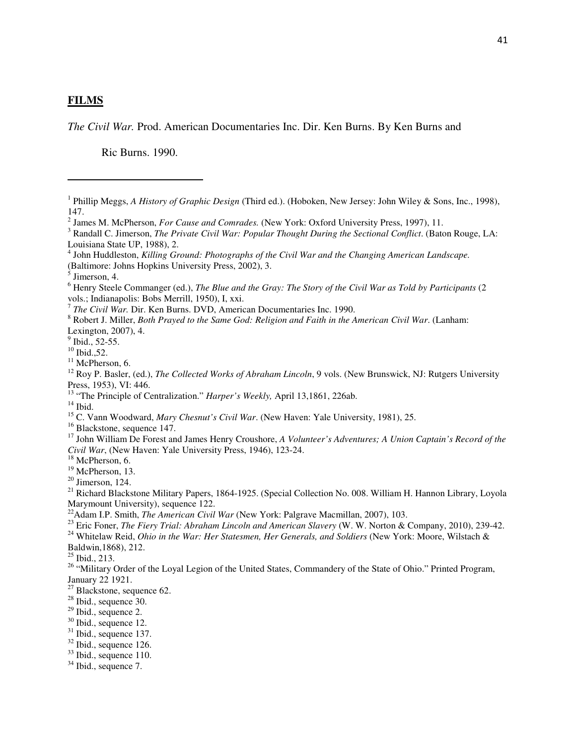## FILMS

*The Civil War.* Prod. American Documentaries Inc. Dir. Ken Burns. By Ken Burns and Ric Burns. 1990.

---

[1] Phillip Meggs, *A History of Graphic Design* (Third ed.). (Hoboken, New Jersey: John Wiley & Sons, Inc., 1998), 147.

[2] James M. McPherson, *For Cause and Comrades.* (New York: Oxford University Press, 1997), 11.

[3] Randall C. Jimerson, *The Private Civil War: Popular Thought During the Sectional Conflict*. (Baton Rouge, LA: Louisiana State UP, 1988), 2.

[4] John Huddleston, *Killing Ground: Photographs of the Civil War and the Changing American Landscape.* (Baltimore: Johns Hopkins University Press, 2002), 3.

[5] Jimerson, 4.

[6] Henry Steele Commanger (ed.), *The Blue and the Gray: The Story of the Civil War as Told by Participants* (2 vols.; Indianapolis: Bobs Merrill, 1950), I, xxi.

[7] *The Civil War.* Dir. Ken Burns. DVD, American Documentaries Inc. 1990.

[8] Robert J. Miller, *Both Prayed to the Same God: Religion and Faith in the American Civil War*. (Lanham: Lexington, 2007), 4.

[9] Ibid., 52-55.

[10] Ibid.,52.

[11] McPherson, 6.

[12] Roy P. Basler, (ed.), *The Collected Works of Abraham Lincoln*, 9 vols. (New Brunswick, NJ: Rutgers University Press, 1953), VI: 446.

[13] "The Principle of Centralization." *Harper's Weekly,* April 13,1861, 226ab.

[14] Ibid.

[15] C. Vann Woodward, *Mary Chesnut's Civil War*. (New Haven: Yale University, 1981), 25.

[16] Blackstone, sequence 147.

[17] John William De Forest and James Henry Croushore, *A Volunteer's Adventures; A Union Captain's Record of the Civil War*, (New Haven: Yale University Press, 1946), 123-24.

[18] McPherson, 6.

[19] McPherson, 13.

[20] Jimerson, 124.

[21] Richard Blackstone Military Papers, 1864-1925. (Special Collection No. 008. William H. Hannon Library, Loyola Marymount University), sequence 122.

[22] Adam I.P. Smith, *The American Civil War* (New York: Palgrave Macmillan, 2007), 103.

[23] Eric Foner, *The Fiery Trial: Abraham Lincoln and American Slavery* (W. W. Norton & Company, 2010), 239-42.

[24] Whitelaw Reid, *Ohio in the War: Her Statesmen, Her Generals, and Soldiers* (New York: Moore, Wilstach & Baldwin,1868), 212.

[25] Ibid., 213.

[26] "Military Order of the Loyal Legion of the United States, Commandery of the State of Ohio." Printed Program, January 22 1921.

[27] Blackstone, sequence 62.

[28] Ibid., sequence 30.

[29] Ibid., sequence 2.

[30] Ibid., sequence 12.

[31] Ibid., sequence 137.

[32] Ibid., sequence 126.

[33] Ibid., sequence 110.

[34] Ibid., sequence 7.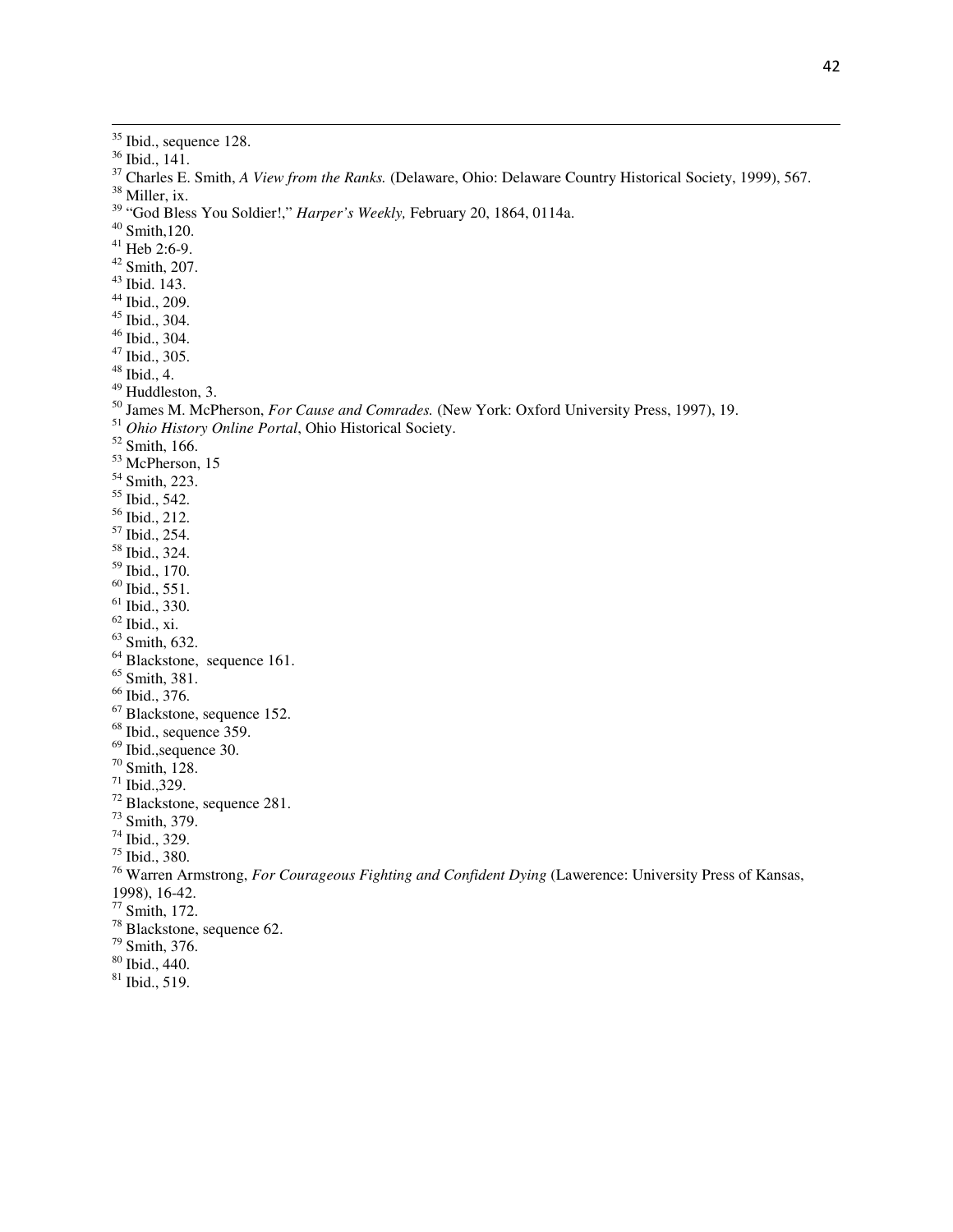[35] Ibid., sequence 128.
[36] Ibid., 141.
[37] Charles E. Smith, *A View from the Ranks.* (Delaware, Ohio: Delaware Country Historical Society, 1999), 567.
[38] Miller, ix.
[39] "God Bless You Soldier!," *Harper's Weekly,* February 20, 1864, 0114a.
[40] Smith,120.
[41] Heb 2:6-9.
[42] Smith, 207.
[43] Ibid. 143.
[44] Ibid., 209.
[45] Ibid., 304.
[46] Ibid., 304.
[47] Ibid., 305.
[48] Ibid., 4.
[49] Huddleston, 3.
[50] James M. McPherson, *For Cause and Comrades.* (New York: Oxford University Press, 1997), 19.
[51] *Ohio History Online Portal*, Ohio Historical Society.
[52] Smith, 166.
[53] McPherson, 15
[54] Smith, 223.
[55] Ibid., 542.
[56] Ibid., 212.
[57] Ibid., 254.
[58] Ibid., 324.
[59] Ibid., 170.
[60] Ibid., 551.
[61] Ibid., 330.
[62] Ibid., xi.
[63] Smith, 632.
[64] Blackstone, sequence 161.
[65] Smith, 381.
[66] Ibid., 376.
[67] Blackstone, sequence 152.
[68] Ibid., sequence 359.
[69] Ibid.,sequence 30.
[70] Smith, 128.
[71] Ibid.,329.
[72] Blackstone, sequence 281.
[73] Smith, 379.
[74] Ibid., 329.
[75] Ibid., 380.
[76] Warren Armstrong, *For Courageous Fighting and Confident Dying* (Lawerence: University Press of Kansas, 1998), 16-42.
[77] Smith, 172.
[78] Blackstone, sequence 62.
[79] Smith, 376.
[80] Ibid., 440.
[81] Ibid., 519.